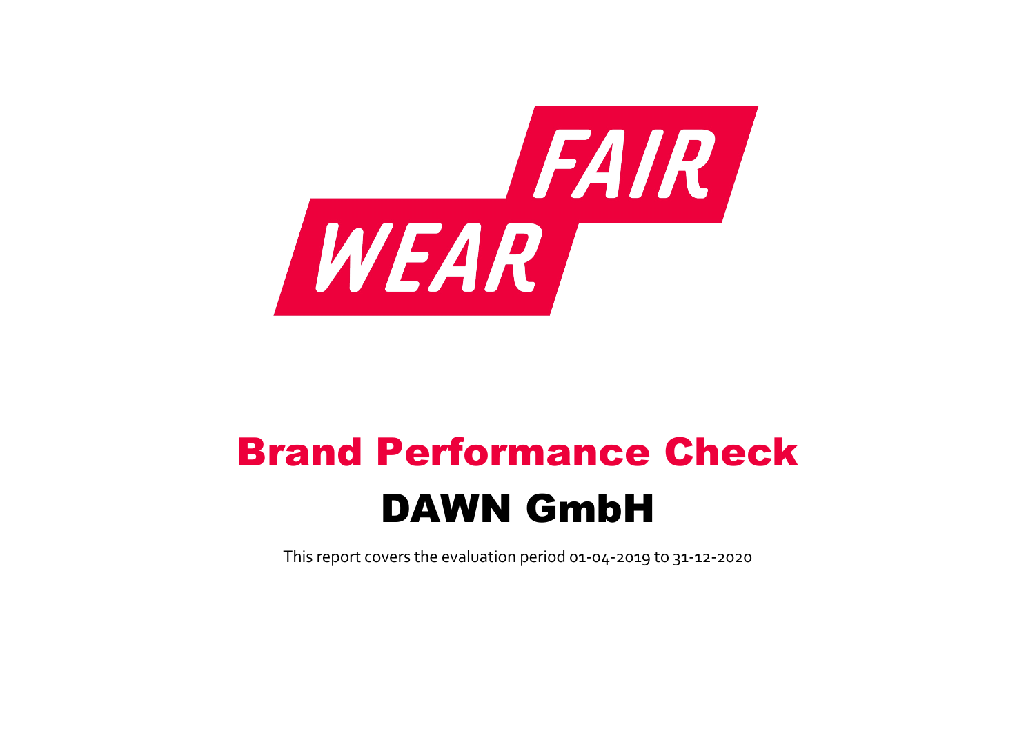FAIR WEAR

# Brand Performance Check

# DAWN GmbH

This report covers the evaluation period 01-04-2019 to 31-12-2020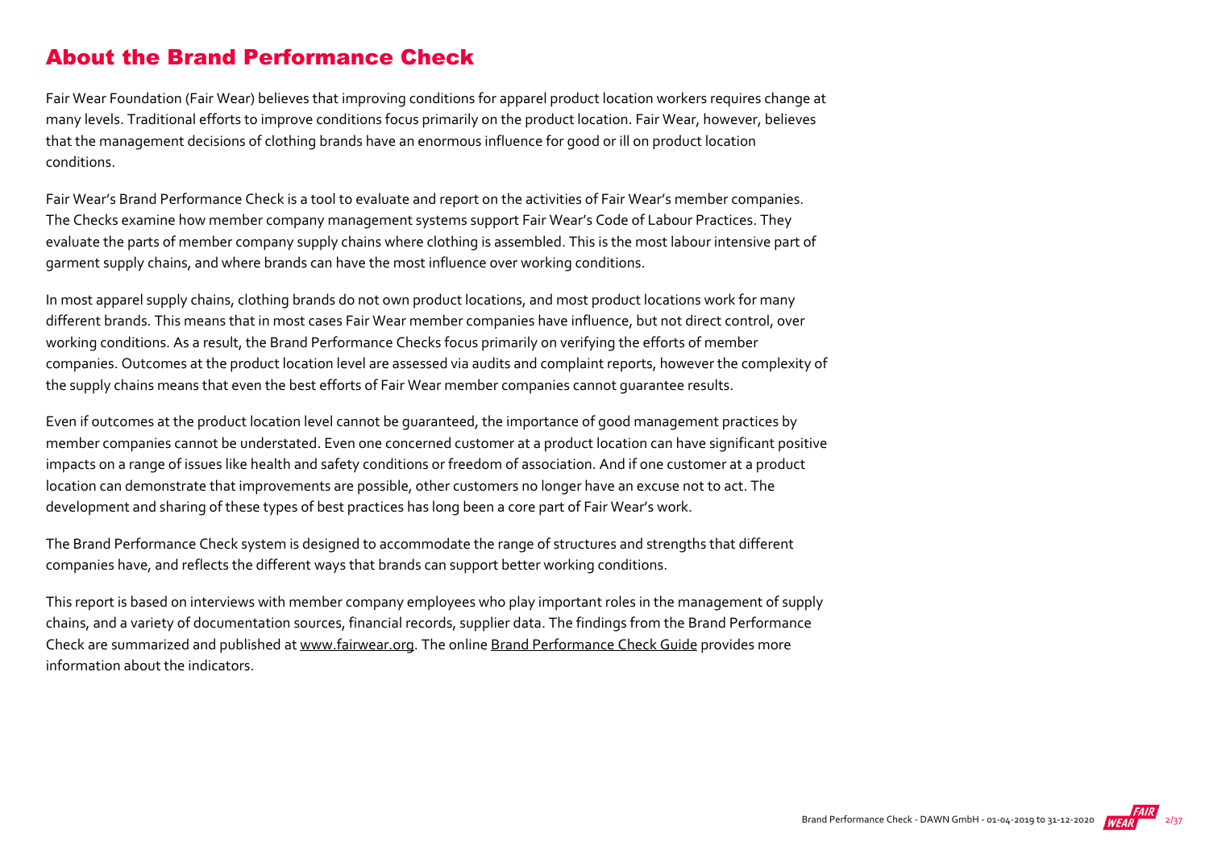# About the Brand Performance Check

Fair Wear Foundation (Fair Wear) believes that improving conditions for apparel product location workers requires change at many levels. Traditional efforts to improve conditions focus primarily on the product location. Fair Wear, however, believes that the management decisions of clothing brands have an enormous influence for good or ill on product location conditions.

Fair Wear's Brand Performance Check is a tool to evaluate and report on the activities of Fair Wear's member companies. The Checks examine how member company management systems support Fair Wear's Code of Labour Practices. They evaluate the parts of member company supply chains where clothing is assembled. This is the most labour intensive part of garment supply chains, and where brands can have the most influence over working conditions.

In most apparel supply chains, clothing brands do not own product locations, and most product locations work for many different brands. This means that in most cases Fair Wear member companies have influence, but not direct control, over working conditions. As a result, the Brand Performance Checks focus primarily on verifying the efforts of member companies. Outcomes at the product location level are assessed via audits and complaint reports, however the complexity of the supply chains means that even the best efforts of Fair Wear member companies cannot guarantee results.

Even if outcomes at the product location level cannot be guaranteed, the importance of good management practices by member companies cannot be understated. Even one concerned customer at a product location can have significant positive impacts on a range of issues like health and safety conditions or freedom of association. And if one customer at a product location can demonstrate that improvements are possible, other customers no longer have an excuse not to act. The development and sharing of these types of best practices has long been a core part of Fair Wear's work.

The Brand Performance Check system is designed to accommodate the range of structures and strengths that different companies have, and reflects the different ways that brands can support better working conditions.

This report is based on interviews with member company employees who play important roles in the management of supply chains, and a variety of documentation sources, financial records, supplier data. The findings from the Brand Performance Check are summarized and published at www.fairwear.org. The online Brand Performance Check Guide provides more information about the indicators.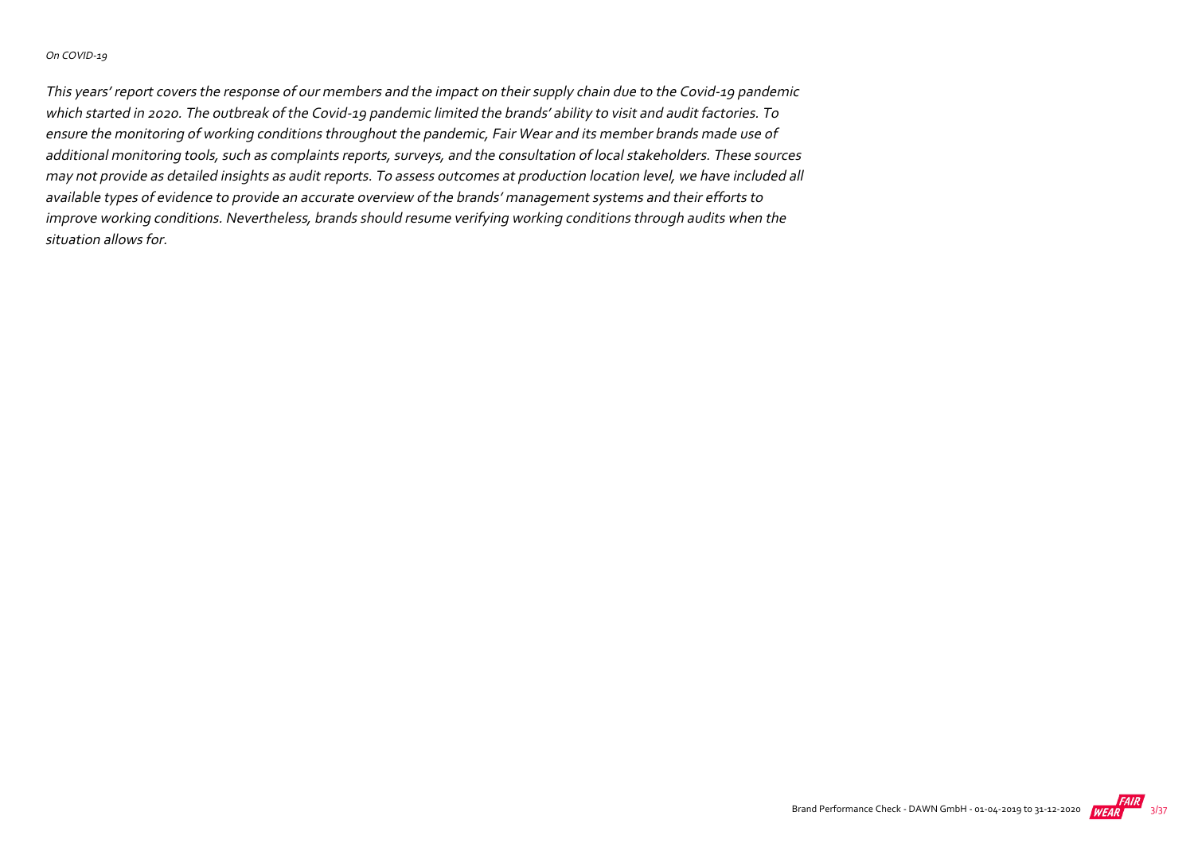*On COVID-19*

*This years' report covers the response of our members and the impact on their supply chain due to the Covid-19 pandemic which started in 2020. The outbreak of the Covid-19 pandemic limited the brands' ability to visit and audit factories. To ensure the monitoring of working conditions throughout the pandemic, Fair Wear and its member brands made use of additional monitoring tools, such as complaints reports, surveys, and the consultation of local stakeholders. These sources may not provide as detailed insights as audit reports. To assess outcomes at production location level, we have included all available types of evidence to provide an accurate overview of the brands' management systems and their efforts to improve working conditions. Nevertheless, brands should resume verifying working conditions through audits when the situation allows for.*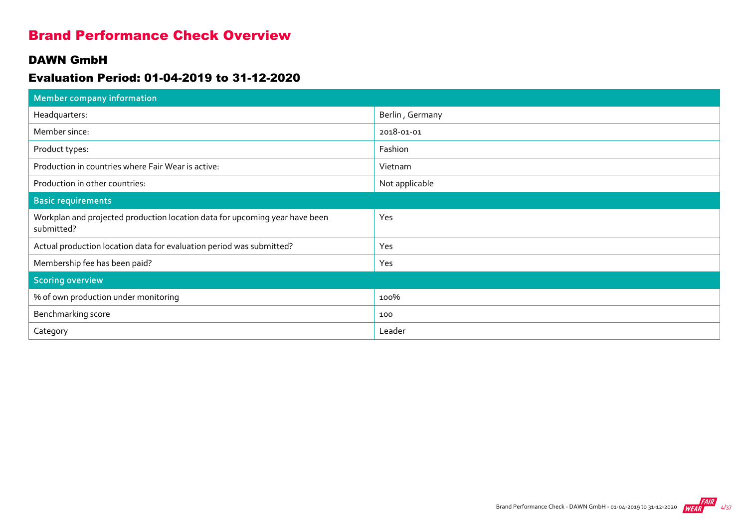# Brand Performance Check Overview

## DAWN GmbH

## Evaluation Period: 01-04-2019 to 31-12-2020

| Member company information | |
|---|---|
| Headquarters: | Berlin , Germany |
| Member since: | 2018-01-01 |
| Product types: | Fashion |
| Production in countries where Fair Wear is active: | Vietnam |
| Production in other countries: | Not applicable |
| **Basic requirements** | |
| Workplan and projected production location data for upcoming year have been submitted? | Yes |
| Actual production location data for evaluation period was submitted? | Yes |
| Membership fee has been paid? | Yes |
| **Scoring overview** | |
| % of own production under monitoring | 100% |
| Benchmarking score | 100 |
| Category | Leader |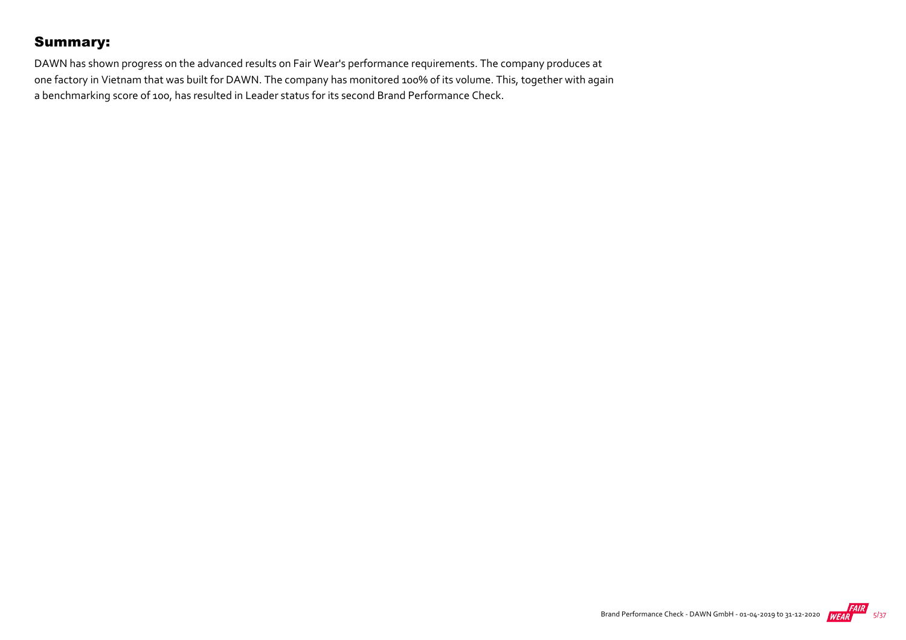## Summary:

DAWN has shown progress on the advanced results on Fair Wear's performance requirements. The company produces at one factory in Vietnam that was built for DAWN. The company has monitored 100% of its volume. This, together with again a benchmarking score of 100, has resulted in Leader status for its second Brand Performance Check.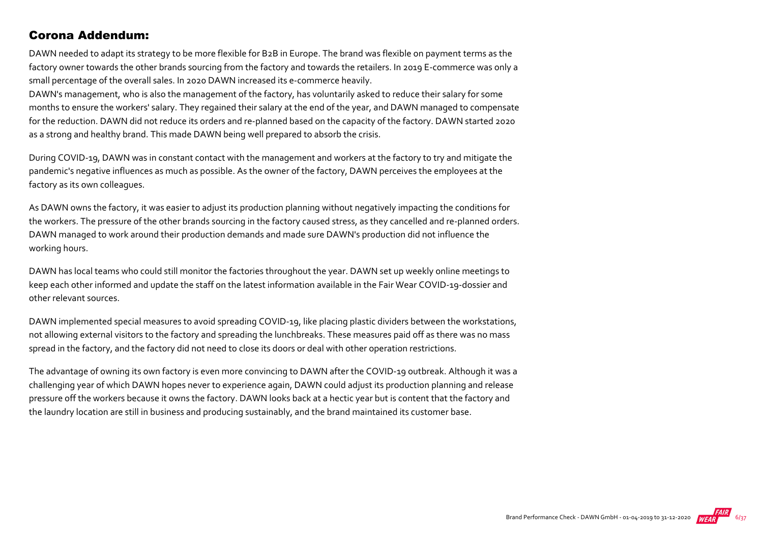## Corona Addendum:

DAWN needed to adapt its strategy to be more flexible for B2B in Europe. The brand was flexible on payment terms as the factory owner towards the other brands sourcing from the factory and towards the retailers. In 2019 E-commerce was only a small percentage of the overall sales. In 2020 DAWN increased its e-commerce heavily.
DAWN's management, who is also the management of the factory, has voluntarily asked to reduce their salary for some months to ensure the workers' salary. They regained their salary at the end of the year, and DAWN managed to compensate for the reduction. DAWN did not reduce its orders and re-planned based on the capacity of the factory. DAWN started 2020 as a strong and healthy brand. This made DAWN being well prepared to absorb the crisis.

During COVID-19, DAWN was in constant contact with the management and workers at the factory to try and mitigate the pandemic's negative influences as much as possible. As the owner of the factory, DAWN perceives the employees at the factory as its own colleagues.

As DAWN owns the factory, it was easier to adjust its production planning without negatively impacting the conditions for the workers. The pressure of the other brands sourcing in the factory caused stress, as they cancelled and re-planned orders. DAWN managed to work around their production demands and made sure DAWN's production did not influence the working hours.

DAWN has local teams who could still monitor the factories throughout the year. DAWN set up weekly online meetings to keep each other informed and update the staff on the latest information available in the Fair Wear COVID-19-dossier and other relevant sources.

DAWN implemented special measures to avoid spreading COVID-19, like placing plastic dividers between the workstations, not allowing external visitors to the factory and spreading the lunchbreaks. These measures paid off as there was no mass spread in the factory, and the factory did not need to close its doors or deal with other operation restrictions.

The advantage of owning its own factory is even more convincing to DAWN after the COVID-19 outbreak. Although it was a challenging year of which DAWN hopes never to experience again, DAWN could adjust its production planning and release pressure off the workers because it owns the factory. DAWN looks back at a hectic year but is content that the factory and the laundry location are still in business and producing sustainably, and the brand maintained its customer base.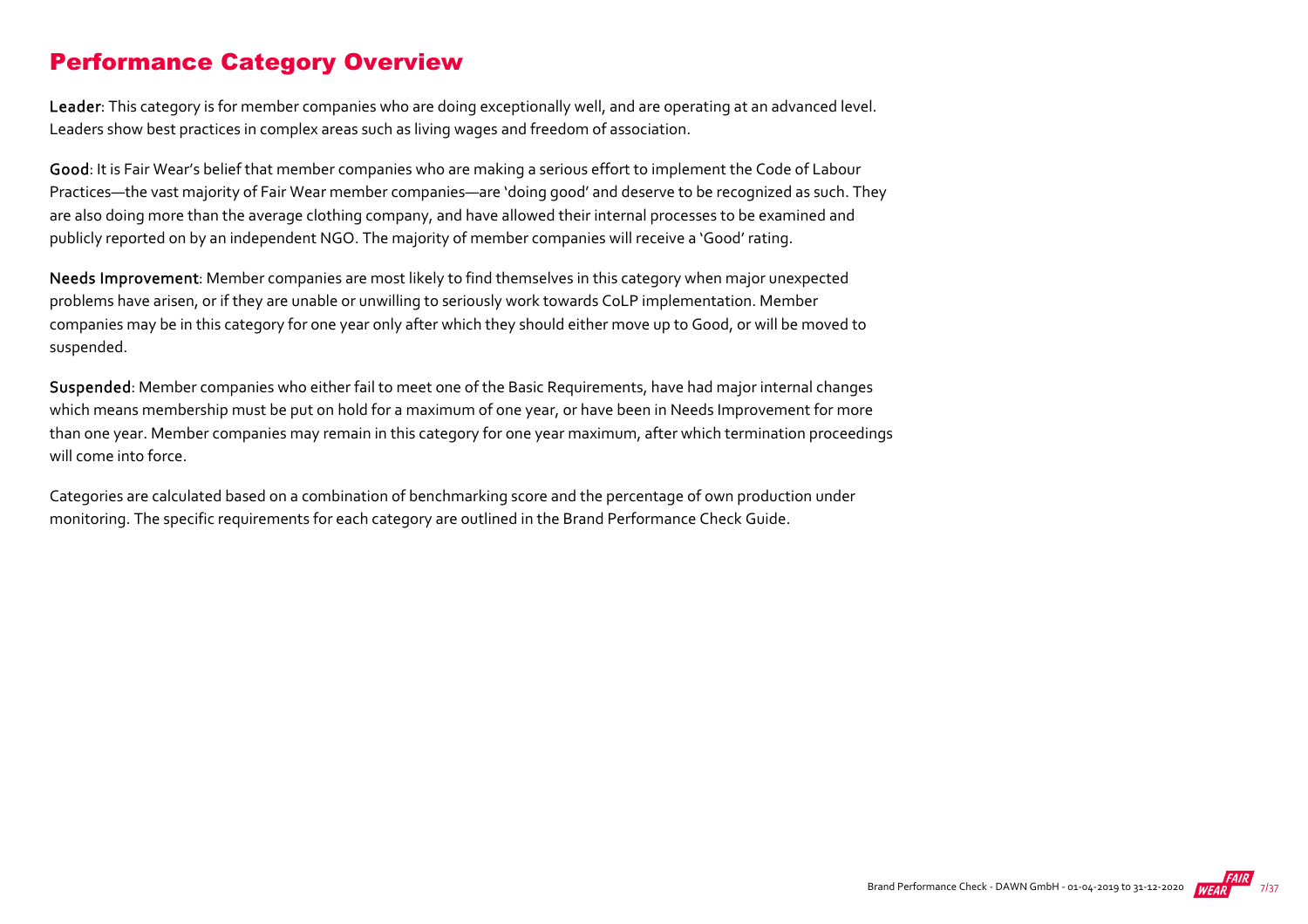## Performance Category Overview

**Leader**: This category is for member companies who are doing exceptionally well, and are operating at an advanced level. Leaders show best practices in complex areas such as living wages and freedom of association.

**Good**: It is Fair Wear's belief that member companies who are making a serious effort to implement the Code of Labour Practices—the vast majority of Fair Wear member companies—are 'doing good' and deserve to be recognized as such. They are also doing more than the average clothing company, and have allowed their internal processes to be examined and publicly reported on by an independent NGO. The majority of member companies will receive a 'Good' rating.

**Needs Improvement**: Member companies are most likely to find themselves in this category when major unexpected problems have arisen, or if they are unable or unwilling to seriously work towards CoLP implementation. Member companies may be in this category for one year only after which they should either move up to Good, or will be moved to suspended.

**Suspended**: Member companies who either fail to meet one of the Basic Requirements, have had major internal changes which means membership must be put on hold for a maximum of one year, or have been in Needs Improvement for more than one year. Member companies may remain in this category for one year maximum, after which termination proceedings will come into force.

Categories are calculated based on a combination of benchmarking score and the percentage of own production under monitoring. The specific requirements for each category are outlined in the Brand Performance Check Guide.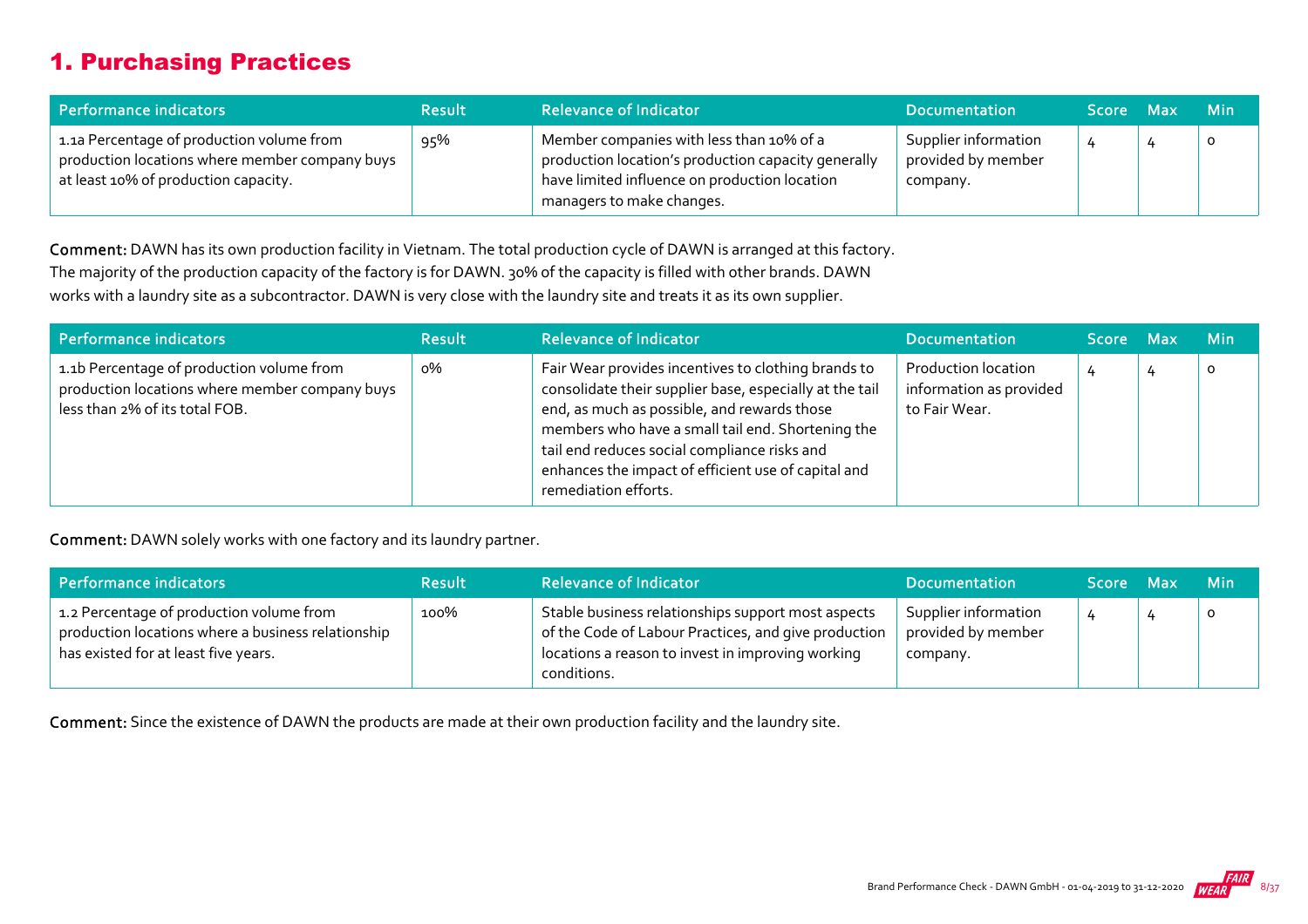# 1. Purchasing Practices

| Performance indicators | Result | Relevance of Indicator | Documentation | Score | Max | Min |
| --- | --- | --- | --- | --- | --- | --- |
| 1.1a Percentage of production volume from production locations where member company buys at least 10% of production capacity. | 95% | Member companies with less than 10% of a production location's production capacity generally have limited influence on production location managers to make changes. | Supplier information provided by member company. | 4 | 4 | 0 |

**Comment:** DAWN has its own production facility in Vietnam. The total production cycle of DAWN is arranged at this factory. The majority of the production capacity of the factory is for DAWN. 30% of the capacity is filled with other brands. DAWN works with a laundry site as a subcontractor. DAWN is very close with the laundry site and treats it as its own supplier.

| Performance indicators | Result | Relevance of Indicator | Documentation | Score | Max | Min |
| --- | --- | --- | --- | --- | --- | --- |
| 1.1b Percentage of production volume from production locations where member company buys less than 2% of its total FOB. | 0% | Fair Wear provides incentives to clothing brands to consolidate their supplier base, especially at the tail end, as much as possible, and rewards those members who have a small tail end. Shortening the tail end reduces social compliance risks and enhances the impact of efficient use of capital and remediation efforts. | Production location information as provided to Fair Wear. | 4 | 4 | 0 |

**Comment:** DAWN solely works with one factory and its laundry partner.

| Performance indicators | Result | Relevance of Indicator | Documentation | Score | Max | Min |
| --- | --- | --- | --- | --- | --- | --- |
| 1.2 Percentage of production volume from production locations where a business relationship has existed for at least five years. | 100% | Stable business relationships support most aspects of the Code of Labour Practices, and give production locations a reason to invest in improving working conditions. | Supplier information provided by member company. | 4 | 4 | 0 |

**Comment:** Since the existence of DAWN the products are made at their own production facility and the laundry site.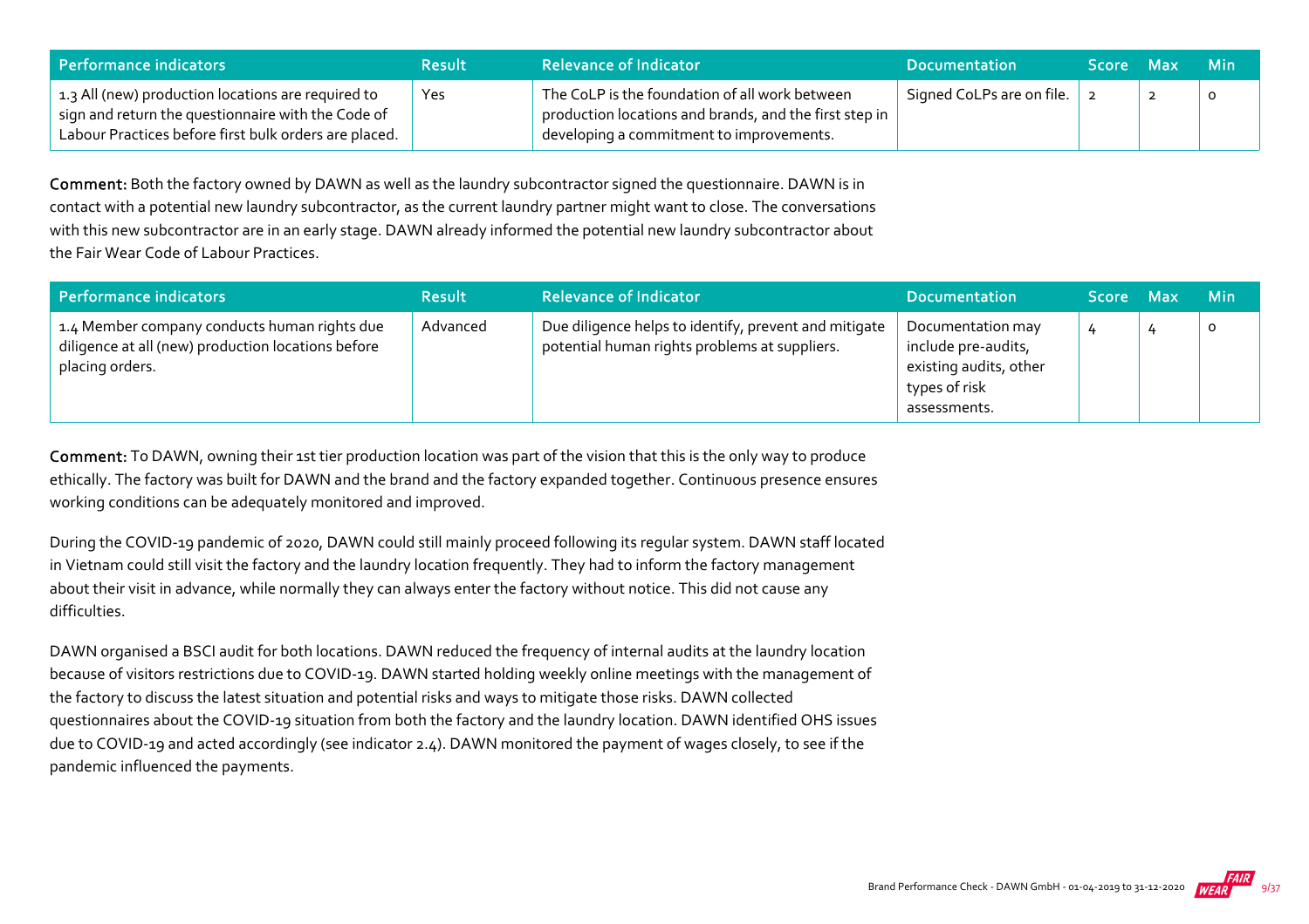| Performance indicators | Result | Relevance of Indicator | Documentation | Score | Max | Min |
|---|---|---|---|---|---|---|
| 1.3 All (new) production locations are required to sign and return the questionnaire with the Code of Labour Practices before first bulk orders are placed. | Yes | The CoLP is the foundation of all work between production locations and brands, and the first step in developing a commitment to improvements. | Signed CoLPs are on file. | 2 | 2 | 0 |

**Comment:** Both the factory owned by DAWN as well as the laundry subcontractor signed the questionnaire. DAWN is in contact with a potential new laundry subcontractor, as the current laundry partner might want to close. The conversations with this new subcontractor are in an early stage. DAWN already informed the potential new laundry subcontractor about the Fair Wear Code of Labour Practices.

| Performance indicators | Result | Relevance of Indicator | Documentation | Score | Max | Min |
|---|---|---|---|---|---|---|
| 1.4 Member company conducts human rights due diligence at all (new) production locations before placing orders. | Advanced | Due diligence helps to identify, prevent and mitigate potential human rights problems at suppliers. | Documentation may include pre-audits, existing audits, other types of risk assessments. | 4 | 4 | 0 |

**Comment:** To DAWN, owning their 1st tier production location was part of the vision that this is the only way to produce ethically. The factory was built for DAWN and the brand and the factory expanded together. Continuous presence ensures working conditions can be adequately monitored and improved.

During the COVID-19 pandemic of 2020, DAWN could still mainly proceed following its regular system. DAWN staff located in Vietnam could still visit the factory and the laundry location frequently. They had to inform the factory management about their visit in advance, while normally they can always enter the factory without notice. This did not cause any difficulties.

DAWN organised a BSCI audit for both locations. DAWN reduced the frequency of internal audits at the laundry location because of visitors restrictions due to COVID-19. DAWN started holding weekly online meetings with the management of the factory to discuss the latest situation and potential risks and ways to mitigate those risks. DAWN collected questionnaires about the COVID-19 situation from both the factory and the laundry location. DAWN identified OHS issues due to COVID-19 and acted accordingly (see indicator 2.4). DAWN monitored the payment of wages closely, to see if the pandemic influenced the payments.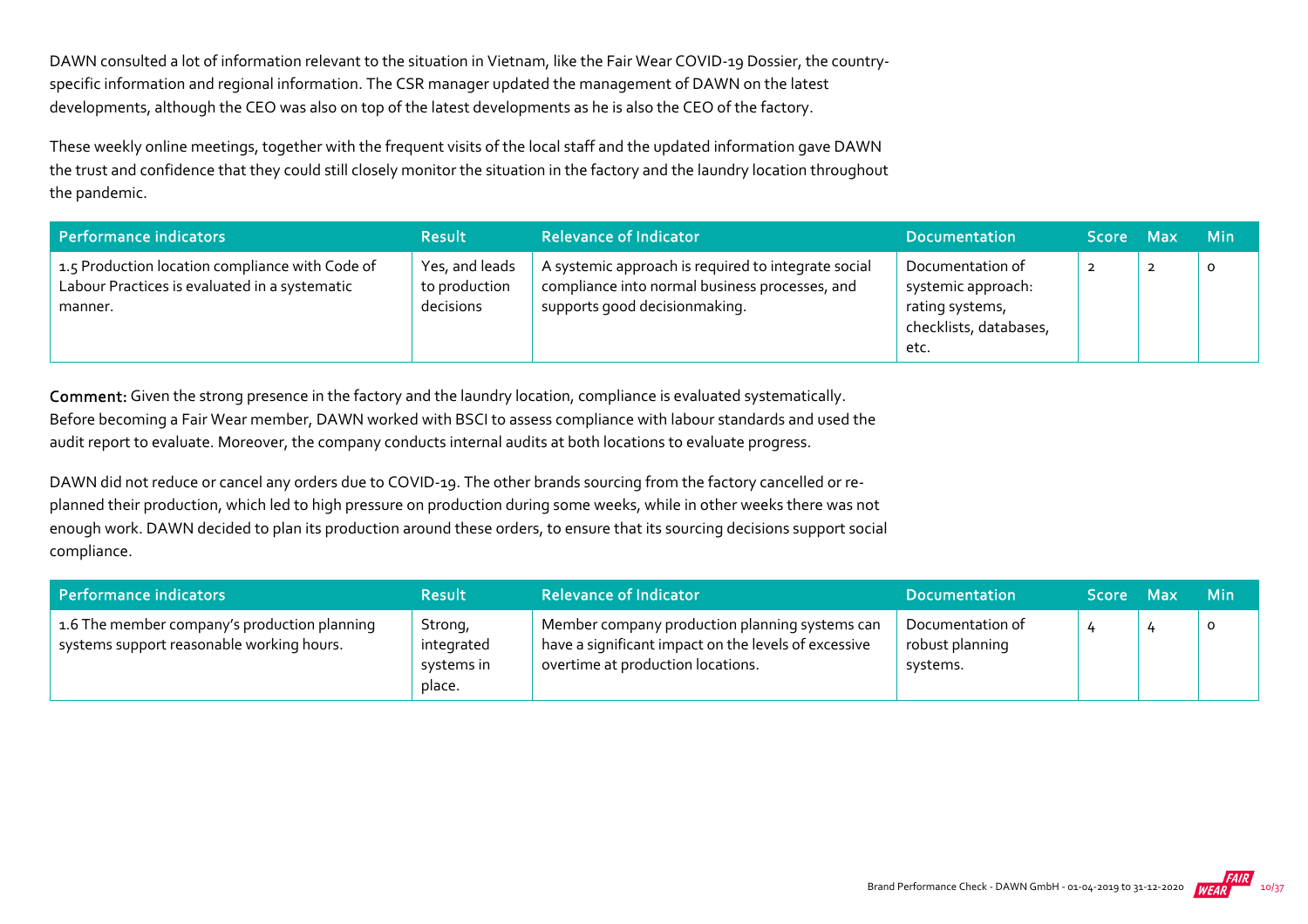DAWN consulted a lot of information relevant to the situation in Vietnam, like the Fair Wear COVID-19 Dossier, the country-specific information and regional information. The CSR manager updated the management of DAWN on the latest developments, although the CEO was also on top of the latest developments as he is also the CEO of the factory.

These weekly online meetings, together with the frequent visits of the local staff and the updated information gave DAWN the trust and confidence that they could still closely monitor the situation in the factory and the laundry location throughout the pandemic.

| Performance indicators | Result | Relevance of Indicator | Documentation | Score | Max | Min |
|---|---|---|---|---|---|---|
| 1.5 Production location compliance with Code of Labour Practices is evaluated in a systematic manner. | Yes, and leads to production decisions | A systemic approach is required to integrate social compliance into normal business processes, and supports good decisionmaking. | Documentation of systemic approach: rating systems, checklists, databases, etc. | 2 | 2 | 0 |

**Comment:** Given the strong presence in the factory and the laundry location, compliance is evaluated systematically. Before becoming a Fair Wear member, DAWN worked with BSCI to assess compliance with labour standards and used the audit report to evaluate. Moreover, the company conducts internal audits at both locations to evaluate progress.

DAWN did not reduce or cancel any orders due to COVID-19. The other brands sourcing from the factory cancelled or re-planned their production, which led to high pressure on production during some weeks, while in other weeks there was not enough work. DAWN decided to plan its production around these orders, to ensure that its sourcing decisions support social compliance.

| Performance indicators | Result | Relevance of Indicator | Documentation | Score | Max | Min |
|---|---|---|---|---|---|---|
| 1.6 The member company's production planning systems support reasonable working hours. | Strong, integrated systems in place. | Member company production planning systems can have a significant impact on the levels of excessive overtime at production locations. | Documentation of robust planning systems. | 4 | 4 | 0 |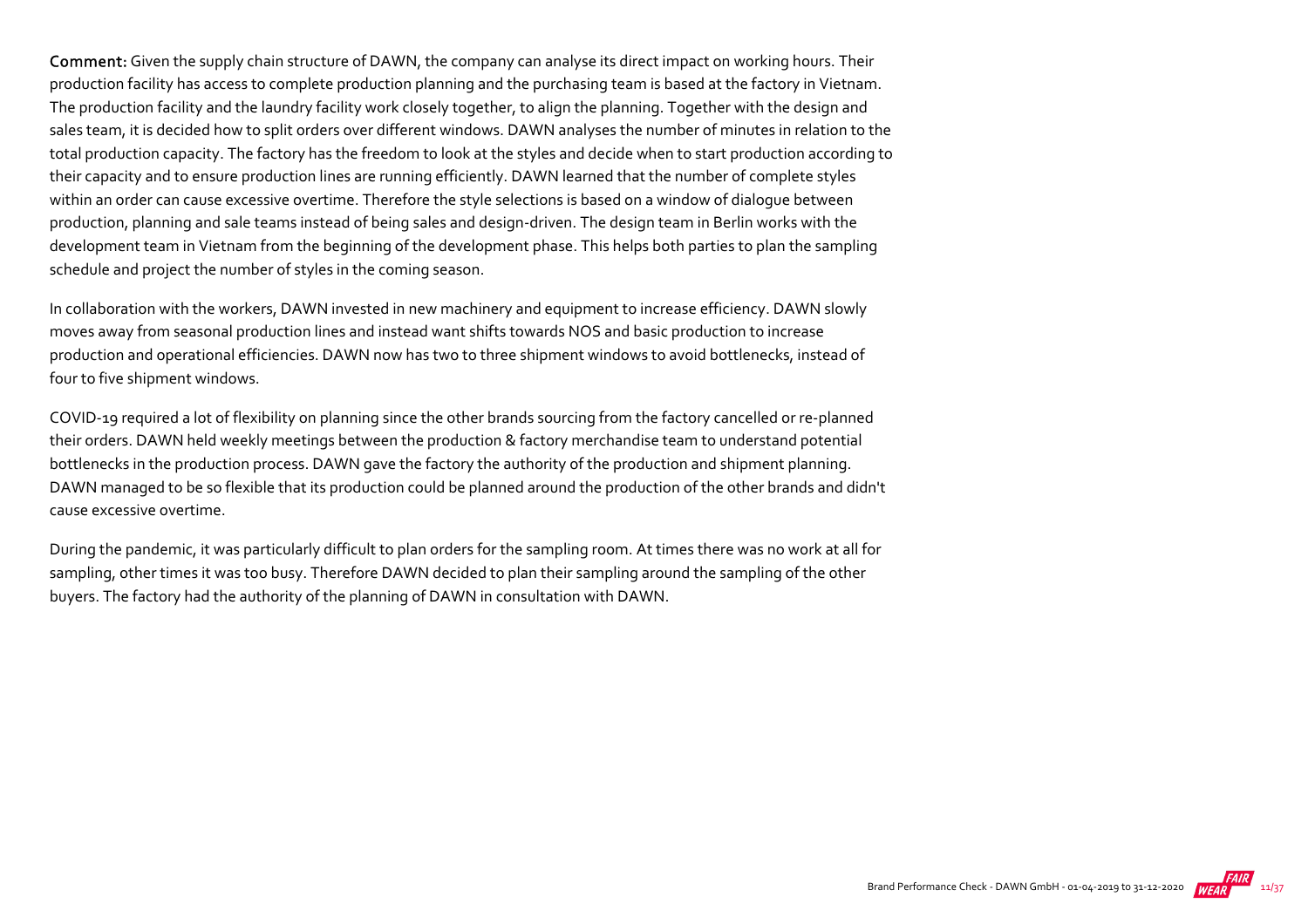**Comment:** Given the supply chain structure of DAWN, the company can analyse its direct impact on working hours. Their production facility has access to complete production planning and the purchasing team is based at the factory in Vietnam. The production facility and the laundry facility work closely together, to align the planning. Together with the design and sales team, it is decided how to split orders over different windows. DAWN analyses the number of minutes in relation to the total production capacity. The factory has the freedom to look at the styles and decide when to start production according to their capacity and to ensure production lines are running efficiently. DAWN learned that the number of complete styles within an order can cause excessive overtime. Therefore the style selections is based on a window of dialogue between production, planning and sale teams instead of being sales and design-driven. The design team in Berlin works with the development team in Vietnam from the beginning of the development phase. This helps both parties to plan the sampling schedule and project the number of styles in the coming season.

In collaboration with the workers, DAWN invested in new machinery and equipment to increase efficiency. DAWN slowly moves away from seasonal production lines and instead want shifts towards NOS and basic production to increase production and operational efficiencies. DAWN now has two to three shipment windows to avoid bottlenecks, instead of four to five shipment windows.

COVID-19 required a lot of flexibility on planning since the other brands sourcing from the factory cancelled or re-planned their orders. DAWN held weekly meetings between the production & factory merchandise team to understand potential bottlenecks in the production process. DAWN gave the factory the authority of the production and shipment planning. DAWN managed to be so flexible that its production could be planned around the production of the other brands and didn't cause excessive overtime.

During the pandemic, it was particularly difficult to plan orders for the sampling room. At times there was no work at all for sampling, other times it was too busy. Therefore DAWN decided to plan their sampling around the sampling of the other buyers. The factory had the authority of the planning of DAWN in consultation with DAWN.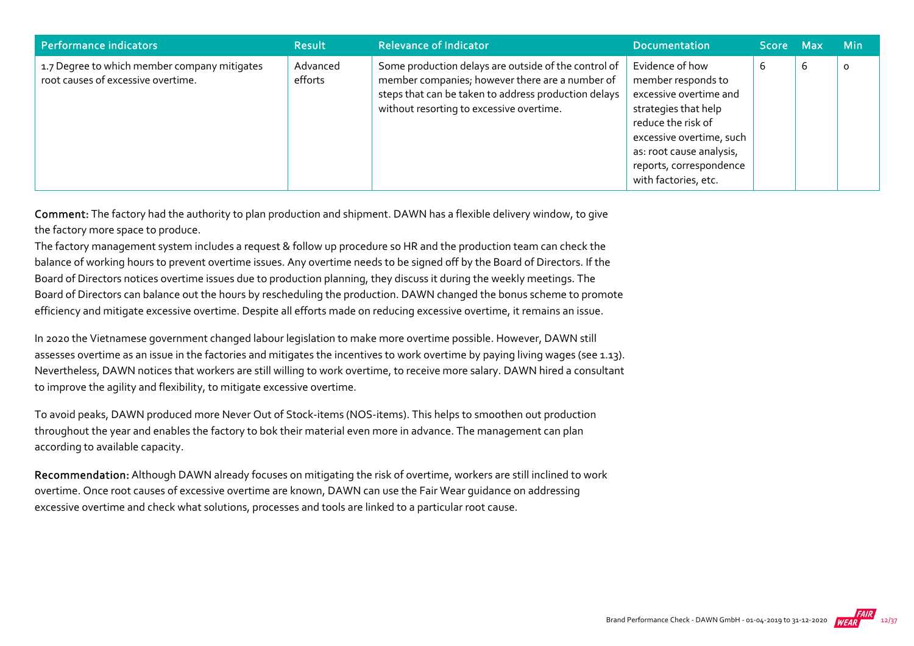| Performance indicators | Result | Relevance of Indicator | Documentation | Score | Max | Min |
|---|---|---|---|---|---|---|
| 1.7 Degree to which member company mitigates root causes of excessive overtime. | Advanced efforts | Some production delays are outside of the control of member companies; however there are a number of steps that can be taken to address production delays without resorting to excessive overtime. | Evidence of how member responds to excessive overtime and strategies that help reduce the risk of excessive overtime, such as: root cause analysis, reports, correspondence with factories, etc. | 6 | 6 | 0 |

**Comment:** The factory had the authority to plan production and shipment. DAWN has a flexible delivery window, to give the factory more space to produce.

The factory management system includes a request & follow up procedure so HR and the production team can check the balance of working hours to prevent overtime issues. Any overtime needs to be signed off by the Board of Directors. If the Board of Directors notices overtime issues due to production planning, they discuss it during the weekly meetings. The Board of Directors can balance out the hours by rescheduling the production. DAWN changed the bonus scheme to promote efficiency and mitigate excessive overtime. Despite all efforts made on reducing excessive overtime, it remains an issue.

In 2020 the Vietnamese government changed labour legislation to make more overtime possible. However, DAWN still assesses overtime as an issue in the factories and mitigates the incentives to work overtime by paying living wages (see 1.13). Nevertheless, DAWN notices that workers are still willing to work overtime, to receive more salary. DAWN hired a consultant to improve the agility and flexibility, to mitigate excessive overtime.

To avoid peaks, DAWN produced more Never Out of Stock-items (NOS-items). This helps to smoothen out production throughout the year and enables the factory to bok their material even more in advance. The management can plan according to available capacity.

**Recommendation:** Although DAWN already focuses on mitigating the risk of overtime, workers are still inclined to work overtime. Once root causes of excessive overtime are known, DAWN can use the Fair Wear guidance on addressing excessive overtime and check what solutions, processes and tools are linked to a particular root cause.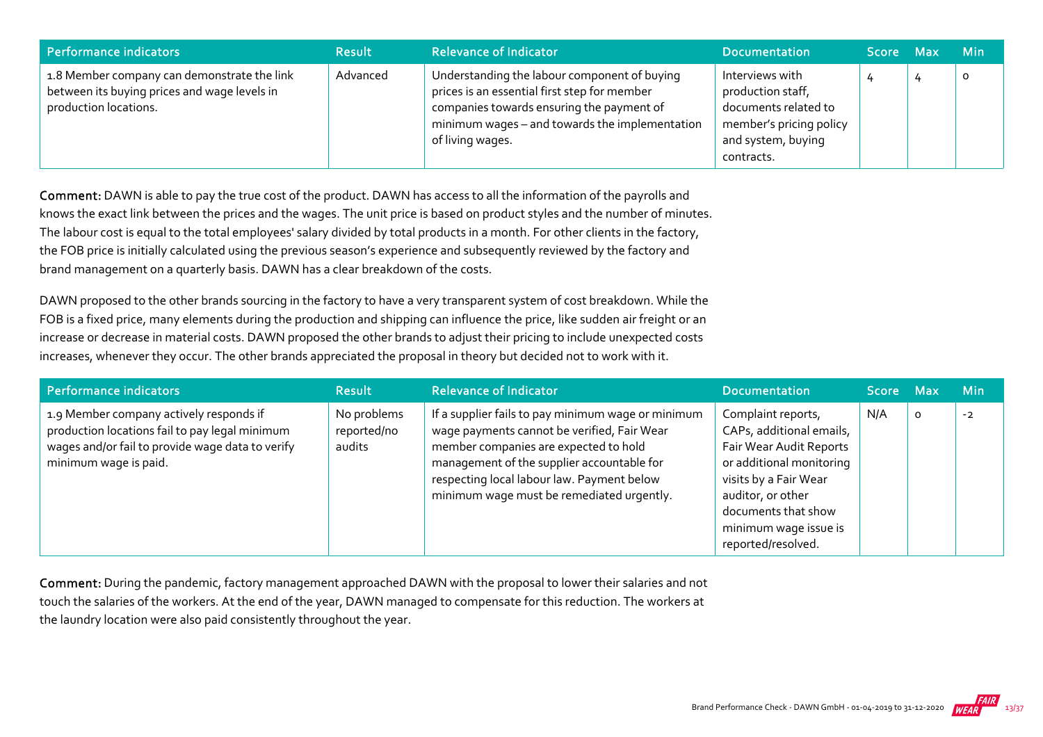| Performance indicators | Result | Relevance of Indicator | Documentation | Score | Max | Min |
|---|---|---|---|---|---|---|
| 1.8 Member company can demonstrate the link between its buying prices and wage levels in production locations. | Advanced | Understanding the labour component of buying prices is an essential first step for member companies towards ensuring the payment of minimum wages – and towards the implementation of living wages. | Interviews with production staff, documents related to member's pricing policy and system, buying contracts. | 4 | 4 | 0 |

Comment: DAWN is able to pay the true cost of the product. DAWN has access to all the information of the payrolls and knows the exact link between the prices and the wages. The unit price is based on product styles and the number of minutes. The labour cost is equal to the total employees' salary divided by total products in a month. For other clients in the factory, the FOB price is initially calculated using the previous season's experience and subsequently reviewed by the factory and brand management on a quarterly basis. DAWN has a clear breakdown of the costs.

DAWN proposed to the other brands sourcing in the factory to have a very transparent system of cost breakdown. While the FOB is a fixed price, many elements during the production and shipping can influence the price, like sudden air freight or an increase or decrease in material costs. DAWN proposed the other brands to adjust their pricing to include unexpected costs increases, whenever they occur. The other brands appreciated the proposal in theory but decided not to work with it.

| Performance indicators | Result | Relevance of Indicator | Documentation | Score | Max | Min |
|---|---|---|---|---|---|---|
| 1.9 Member company actively responds if production locations fail to pay legal minimum wages and/or fail to provide wage data to verify minimum wage is paid. | No problems reported/no audits | If a supplier fails to pay minimum wage or minimum wage payments cannot be verified, Fair Wear member companies are expected to hold management of the supplier accountable for respecting local labour law. Payment below minimum wage must be remediated urgently. | Complaint reports, CAPs, additional emails, Fair Wear Audit Reports or additional monitoring visits by a Fair Wear auditor, or other documents that show minimum wage issue is reported/resolved. | N/A | 0 | -2 |

Comment: During the pandemic, factory management approached DAWN with the proposal to lower their salaries and not touch the salaries of the workers. At the end of the year, DAWN managed to compensate for this reduction. The workers at the laundry location were also paid consistently throughout the year.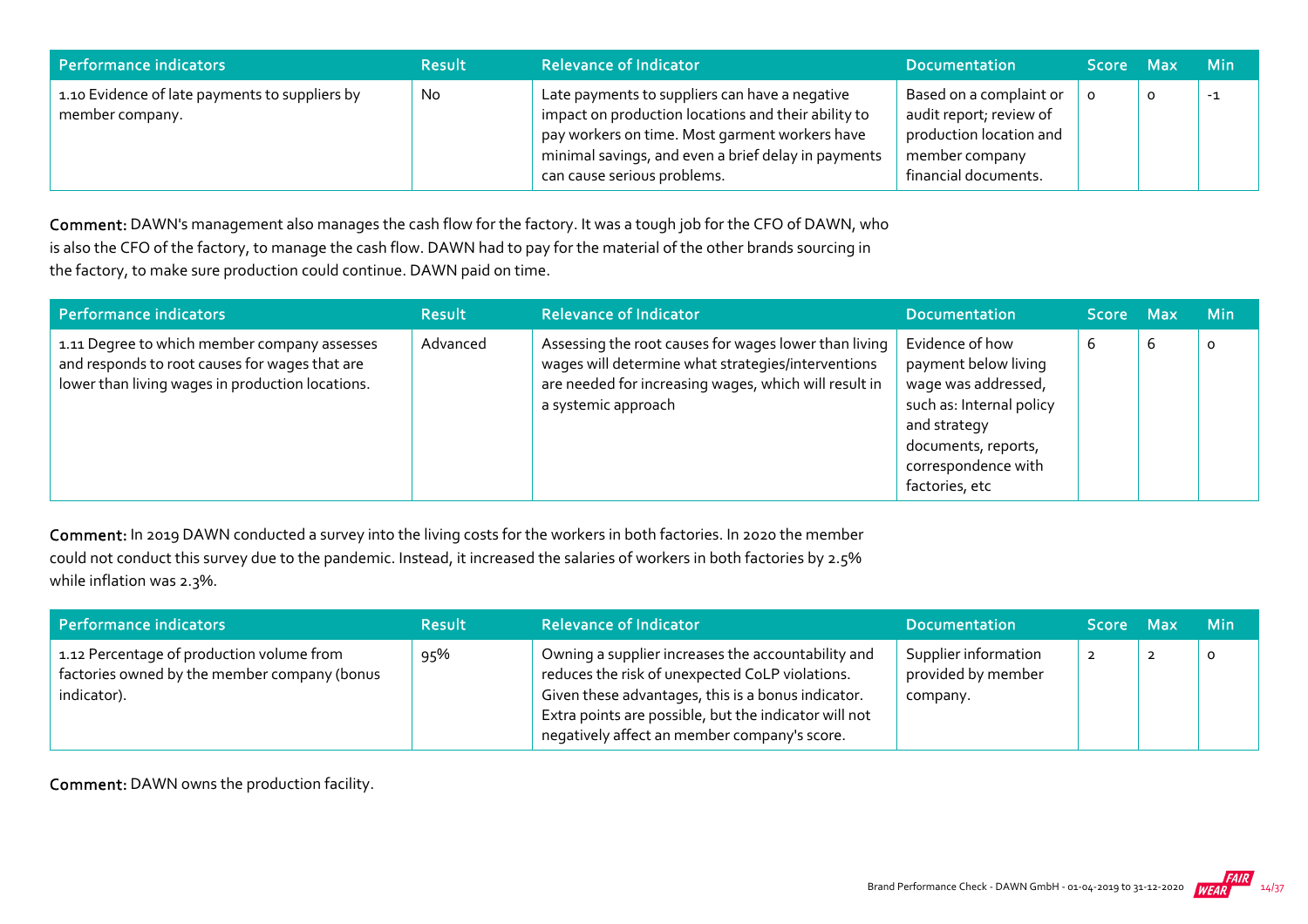| Performance indicators | Result | Relevance of Indicator | Documentation | Score | Max | Min |
| --- | --- | --- | --- | --- | --- | --- |
| 1.10 Evidence of late payments to suppliers by member company. | No | Late payments to suppliers can have a negative impact on production locations and their ability to pay workers on time. Most garment workers have minimal savings, and even a brief delay in payments can cause serious problems. | Based on a complaint or audit report; review of production location and member company financial documents. | 0 | 0 | -1 |

**Comment:** DAWN's management also manages the cash flow for the factory. It was a tough job for the CFO of DAWN, who is also the CFO of the factory, to manage the cash flow. DAWN had to pay for the material of the other brands sourcing in the factory, to make sure production could continue. DAWN paid on time.

| Performance indicators | Result | Relevance of Indicator | Documentation | Score | Max | Min |
| --- | --- | --- | --- | --- | --- | --- |
| 1.11 Degree to which member company assesses and responds to root causes for wages that are lower than living wages in production locations. | Advanced | Assessing the root causes for wages lower than living wages will determine what strategies/interventions are needed for increasing wages, which will result in a systemic approach | Evidence of how payment below living wage was addressed, such as: Internal policy and strategy documents, reports, correspondence with factories, etc | 6 | 6 | 0 |

**Comment:** In 2019 DAWN conducted a survey into the living costs for the workers in both factories. In 2020 the member could not conduct this survey due to the pandemic. Instead, it increased the salaries of workers in both factories by 2.5% while inflation was 2.3%.

| Performance indicators | Result | Relevance of Indicator | Documentation | Score | Max | Min |
| --- | --- | --- | --- | --- | --- | --- |
| 1.12 Percentage of production volume from factories owned by the member company (bonus indicator). | 95% | Owning a supplier increases the accountability and reduces the risk of unexpected CoLP violations. Given these advantages, this is a bonus indicator. Extra points are possible, but the indicator will not negatively affect an member company's score. | Supplier information provided by member company. | 2 | 2 | 0 |

**Comment:** DAWN owns the production facility.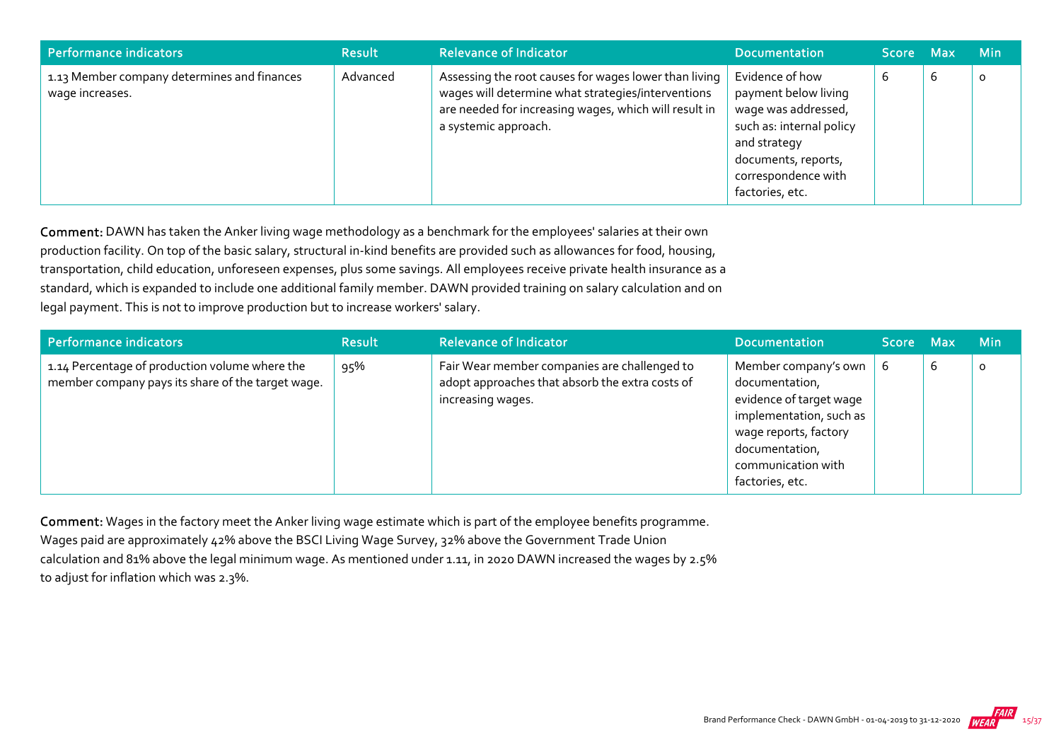| Performance indicators | Result | Relevance of Indicator | Documentation | Score | Max | Min |
| --- | --- | --- | --- | --- | --- | --- |
| 1.13 Member company determines and finances wage increases. | Advanced | Assessing the root causes for wages lower than living wages will determine what strategies/interventions are needed for increasing wages, which will result in a systemic approach. | Evidence of how payment below living wage was addressed, such as: internal policy and strategy documents, reports, correspondence with factories, etc. | 6 | 6 | 0 |

**Comment:** DAWN has taken the Anker living wage methodology as a benchmark for the employees' salaries at their own production facility. On top of the basic salary, structural in-kind benefits are provided such as allowances for food, housing, transportation, child education, unforeseen expenses, plus some savings. All employees receive private health insurance as a standard, which is expanded to include one additional family member. DAWN provided training on salary calculation and on legal payment. This is not to improve production but to increase workers' salary.

| Performance indicators | Result | Relevance of Indicator | Documentation | Score | Max | Min |
| --- | --- | --- | --- | --- | --- | --- |
| 1.14 Percentage of production volume where the member company pays its share of the target wage. | 95% | Fair Wear member companies are challenged to adopt approaches that absorb the extra costs of increasing wages. | Member company's own documentation, evidence of target wage implementation, such as wage reports, factory documentation, communication with factories, etc. | 6 | 6 | 0 |

**Comment:** Wages in the factory meet the Anker living wage estimate which is part of the employee benefits programme. Wages paid are approximately 42% above the BSCI Living Wage Survey, 32% above the Government Trade Union calculation and 81% above the legal minimum wage. As mentioned under 1.11, in 2020 DAWN increased the wages by 2.5% to adjust for inflation which was 2.3%.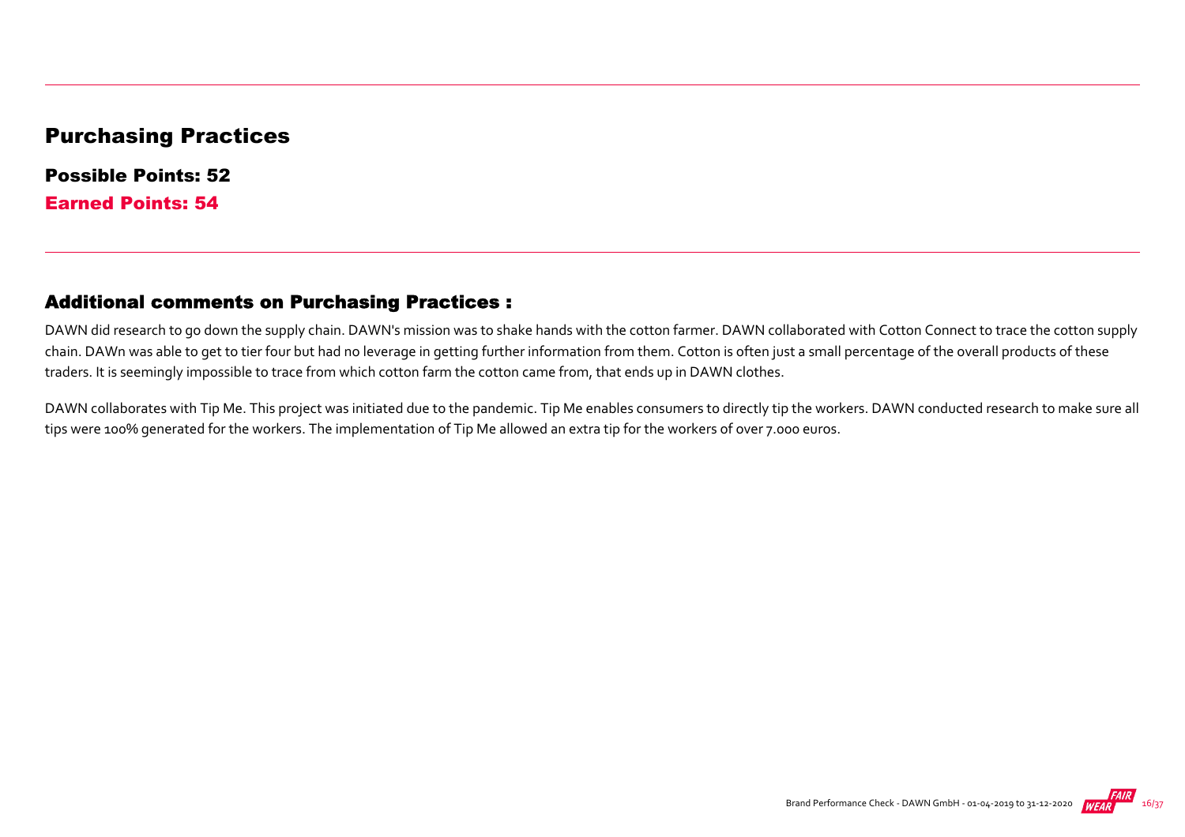## Purchasing Practices

**Possible Points: 52**

**Earned Points: 54**

### Additional comments on Purchasing Practices :

DAWN did research to go down the supply chain. DAWN's mission was to shake hands with the cotton farmer. DAWN collaborated with Cotton Connect to trace the cotton supply chain. DAWn was able to get to tier four but had no leverage in getting further information from them. Cotton is often just a small percentage of the overall products of these traders. It is seemingly impossible to trace from which cotton farm the cotton came from, that ends up in DAWN clothes.

DAWN collaborates with Tip Me. This project was initiated due to the pandemic. Tip Me enables consumers to directly tip the workers. DAWN conducted research to make sure all tips were 100% generated for the workers. The implementation of Tip Me allowed an extra tip for the workers of over 7.000 euros.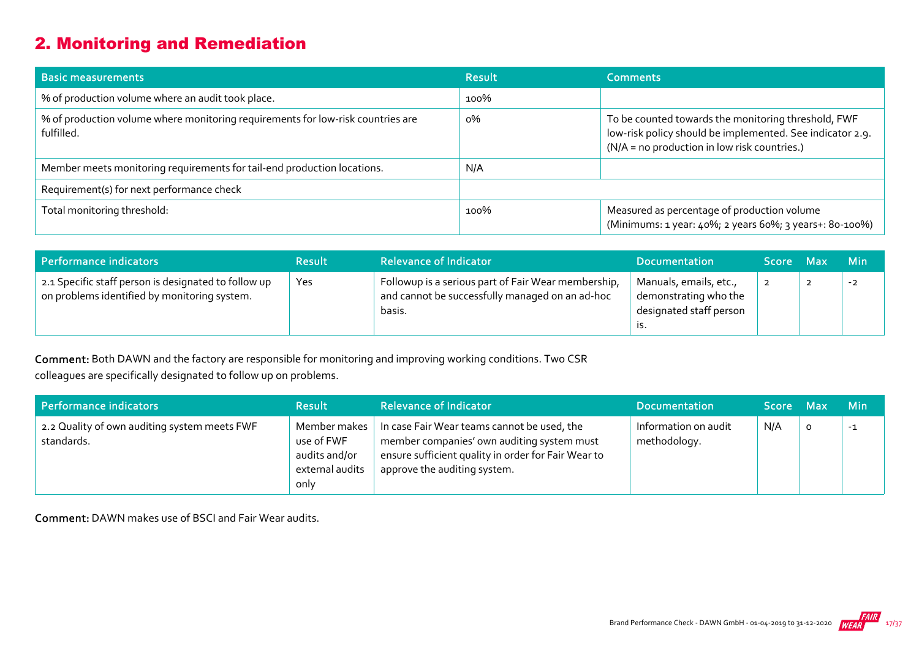## 2. Monitoring and Remediation

| Basic measurements | Result | Comments |
|---|---|---|
| % of production volume where an audit took place. | 100% | |
| % of production volume where monitoring requirements for low-risk countries are fulfilled. | 0% | To be counted towards the monitoring threshold, FWF low-risk policy should be implemented. See indicator 2.9. (N/A = no production in low risk countries.) |
| Member meets monitoring requirements for tail-end production locations. | N/A | |
| Requirement(s) for next performance check | | |
| Total monitoring threshold: | 100% | Measured as percentage of production volume (Minimums: 1 year: 40%; 2 years 60%; 3 years+: 80-100%) |

| Performance indicators | Result | Relevance of Indicator | Documentation | Score | Max | Min |
|---|---|---|---|---|---|---|
| 2.1 Specific staff person is designated to follow up on problems identified by monitoring system. | Yes | Followup is a serious part of Fair Wear membership, and cannot be successfully managed on an ad-hoc basis. | Manuals, emails, etc., demonstrating who the designated staff person is. | 2 | 2 | -2 |

**Comment:** Both DAWN and the factory are responsible for monitoring and improving working conditions. Two CSR colleagues are specifically designated to follow up on problems.

| Performance indicators | Result | Relevance of Indicator | Documentation | Score | Max | Min |
|---|---|---|---|---|---|---|
| 2.2 Quality of own auditing system meets FWF standards. | Member makes use of FWF audits and/or external audits only | In case Fair Wear teams cannot be used, the member companies' own auditing system must ensure sufficient quality in order for Fair Wear to approve the auditing system. | Information on audit methodology. | N/A | 0 | -1 |

**Comment:** DAWN makes use of BSCI and Fair Wear audits.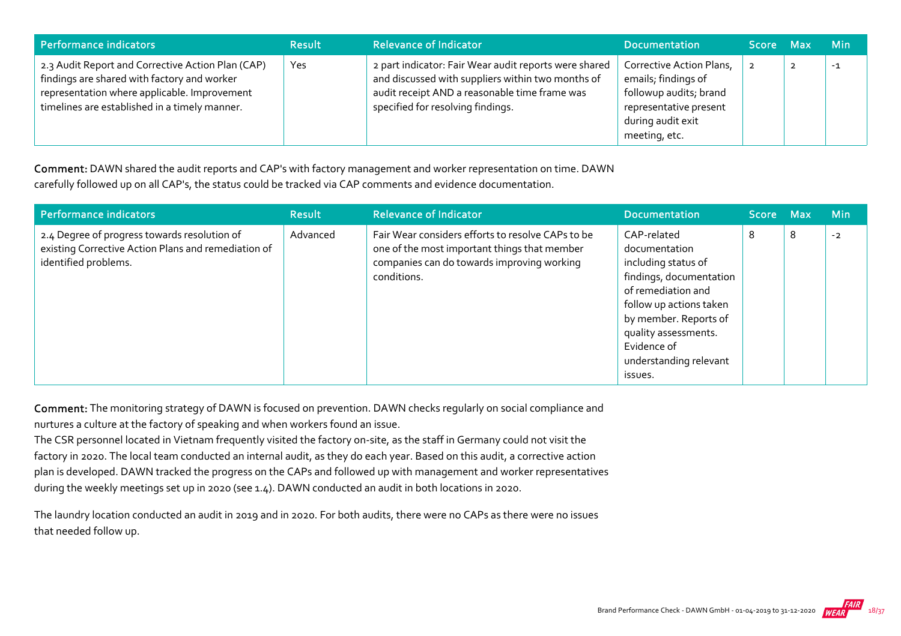| Performance indicators | Result | Relevance of Indicator | Documentation | Score | Max | Min |
|---|---|---|---|---|---|---|
| 2.3 Audit Report and Corrective Action Plan (CAP) findings are shared with factory and worker representation where applicable. Improvement timelines are established in a timely manner. | Yes | 2 part indicator: Fair Wear audit reports were shared and discussed with suppliers within two months of audit receipt AND a reasonable time frame was specified for resolving findings. | Corrective Action Plans, emails; findings of followup audits; brand representative present during audit exit meeting, etc. | 2 | 2 | -1 |

**Comment:** DAWN shared the audit reports and CAP's with factory management and worker representation on time. DAWN carefully followed up on all CAP's, the status could be tracked via CAP comments and evidence documentation.

| Performance indicators | Result | Relevance of Indicator | Documentation | Score | Max | Min |
|---|---|---|---|---|---|---|
| 2.4 Degree of progress towards resolution of existing Corrective Action Plans and remediation of identified problems. | Advanced | Fair Wear considers efforts to resolve CAPs to be one of the most important things that member companies can do towards improving working conditions. | CAP-related documentation including status of findings, documentation of remediation and follow up actions taken by member. Reports of quality assessments. Evidence of understanding relevant issues. | 8 | 8 | -2 |

**Comment:** The monitoring strategy of DAWN is focused on prevention. DAWN checks regularly on social compliance and nurtures a culture at the factory of speaking and when workers found an issue.
The CSR personnel located in Vietnam frequently visited the factory on-site, as the staff in Germany could not visit the factory in 2020. The local team conducted an internal audit, as they do each year. Based on this audit, a corrective action plan is developed. DAWN tracked the progress on the CAPs and followed up with management and worker representatives during the weekly meetings set up in 2020 (see 1.4). DAWN conducted an audit in both locations in 2020.

The laundry location conducted an audit in 2019 and in 2020. For both audits, there were no CAPs as there were no issues that needed follow up.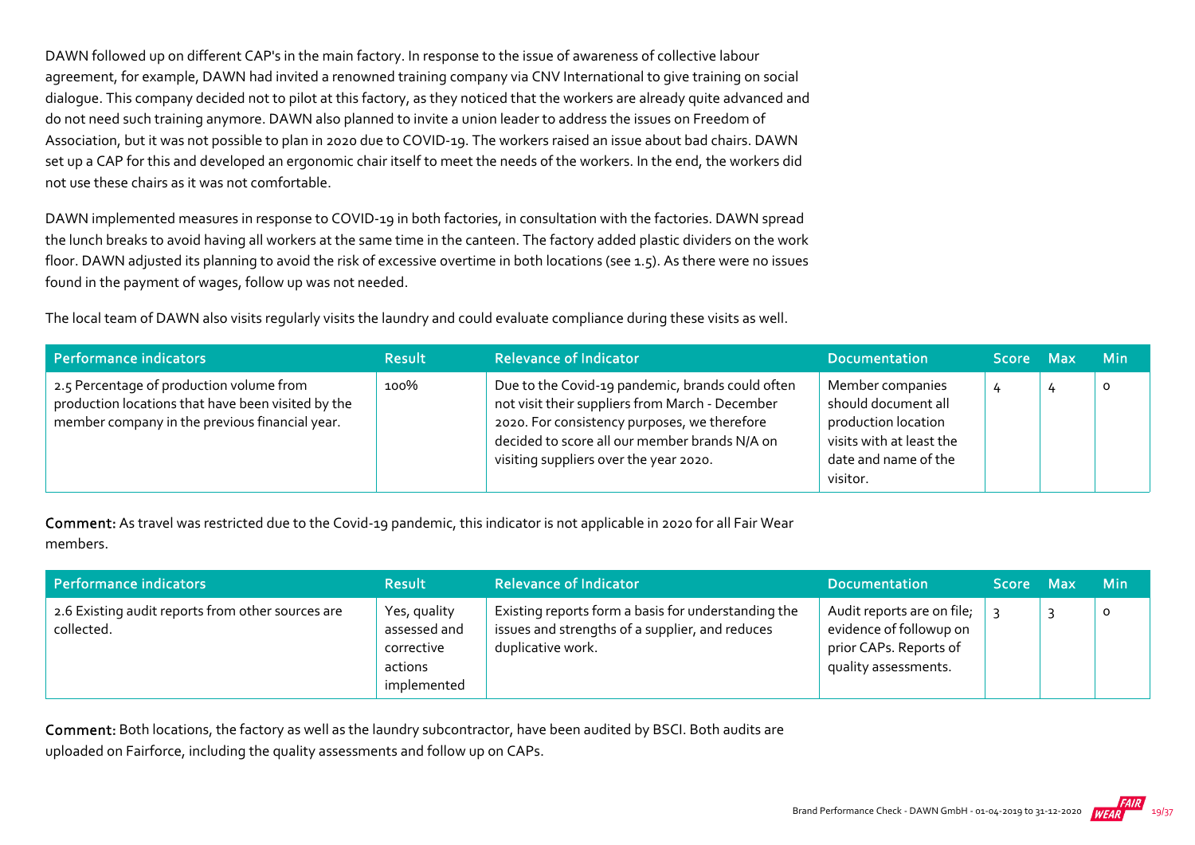DAWN followed up on different CAP's in the main factory. In response to the issue of awareness of collective labour agreement, for example, DAWN had invited a renowned training company via CNV International to give training on social dialogue. This company decided not to pilot at this factory, as they noticed that the workers are already quite advanced and do not need such training anymore. DAWN also planned to invite a union leader to address the issues on Freedom of Association, but it was not possible to plan in 2020 due to COVID-19. The workers raised an issue about bad chairs. DAWN set up a CAP for this and developed an ergonomic chair itself to meet the needs of the workers. In the end, the workers did not use these chairs as it was not comfortable.

DAWN implemented measures in response to COVID-19 in both factories, in consultation with the factories. DAWN spread the lunch breaks to avoid having all workers at the same time in the canteen. The factory added plastic dividers on the work floor. DAWN adjusted its planning to avoid the risk of excessive overtime in both locations (see 1.5). As there were no issues found in the payment of wages, follow up was not needed.

The local team of DAWN also visits regularly visits the laundry and could evaluate compliance during these visits as well.

| Performance indicators | Result | Relevance of Indicator | Documentation | Score | Max | Min |
|---|---|---|---|---|---|---|
| 2.5 Percentage of production volume from production locations that have been visited by the member company in the previous financial year. | 100% | Due to the Covid-19 pandemic, brands could often not visit their suppliers from March - December 2020. For consistency purposes, we therefore decided to score all our member brands N/A on visiting suppliers over the year 2020. | Member companies should document all production location visits with at least the date and name of the visitor. | 4 | 4 | 0 |

**Comment:** As travel was restricted due to the Covid-19 pandemic, this indicator is not applicable in 2020 for all Fair Wear members.

| Performance indicators | Result | Relevance of Indicator | Documentation | Score | Max | Min |
|---|---|---|---|---|---|---|
| 2.6 Existing audit reports from other sources are collected. | Yes, quality assessed and corrective actions implemented | Existing reports form a basis for understanding the issues and strengths of a supplier, and reduces duplicative work. | Audit reports are on file; evidence of followup on prior CAPs. Reports of quality assessments. | 3 | 3 | 0 |

**Comment:** Both locations, the factory as well as the laundry subcontractor, have been audited by BSCI. Both audits are uploaded on Fairforce, including the quality assessments and follow up on CAPs.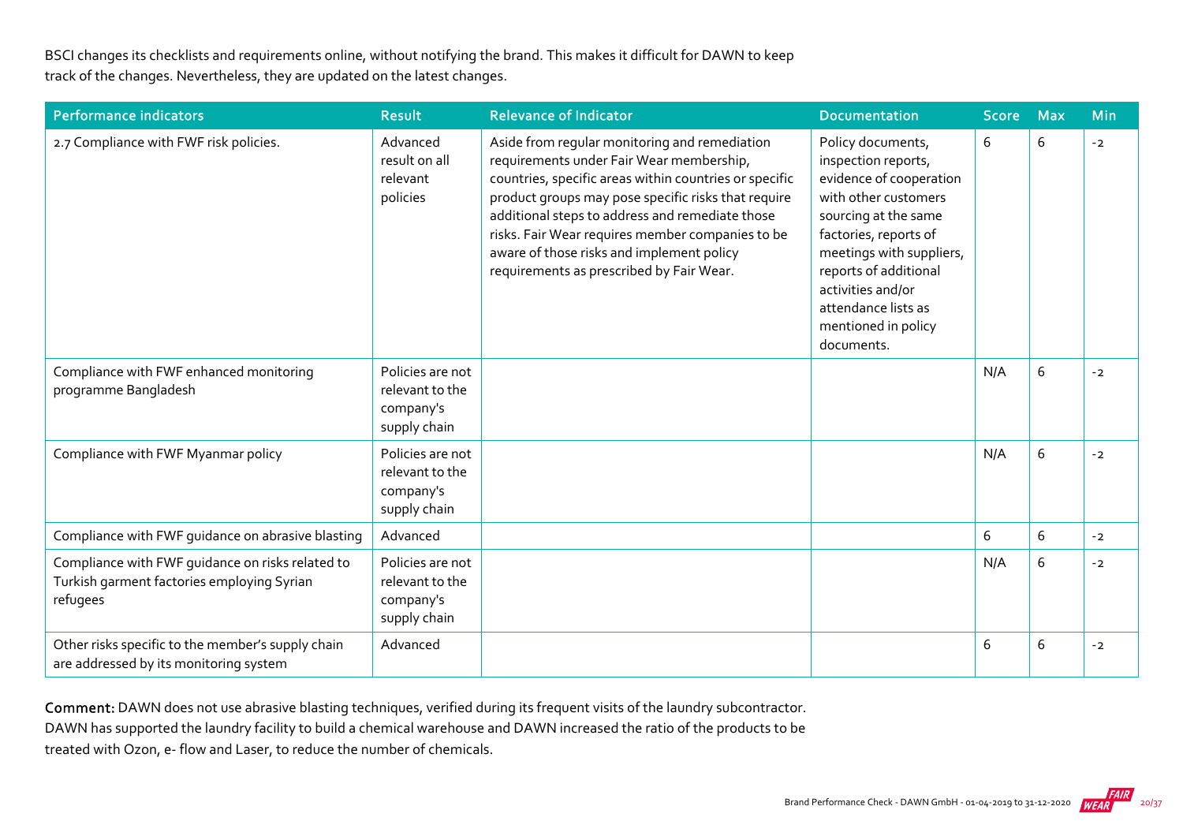BSCI changes its checklists and requirements online, without notifying the brand. This makes it difficult for DAWN to keep track of the changes. Nevertheless, they are updated on the latest changes.

| Performance indicators | Result | Relevance of Indicator | Documentation | Score | Max | Min |
|---|---|---|---|---|---|---|
| 2.7 Compliance with FWF risk policies. | Advanced result on all relevant policies | Aside from regular monitoring and remediation requirements under Fair Wear membership, countries, specific areas within countries or specific product groups may pose specific risks that require additional steps to address and remediate those risks. Fair Wear requires member companies to be aware of those risks and implement policy requirements as prescribed by Fair Wear. | Policy documents, inspection reports, evidence of cooperation with other customers sourcing at the same factories, reports of meetings with suppliers, reports of additional activities and/or attendance lists as mentioned in policy documents. | 6 | 6 | -2 |
| Compliance with FWF enhanced monitoring programme Bangladesh | Policies are not relevant to the company's supply chain | | | N/A | 6 | -2 |
| Compliance with FWF Myanmar policy | Policies are not relevant to the company's supply chain | | | N/A | 6 | -2 |
| Compliance with FWF guidance on abrasive blasting | Advanced | | | 6 | 6 | -2 |
| Compliance with FWF guidance on risks related to Turkish garment factories employing Syrian refugees | Policies are not relevant to the company's supply chain | | | N/A | 6 | -2 |
| Other risks specific to the member's supply chain are addressed by its monitoring system | Advanced | | | 6 | 6 | -2 |

**Comment:** DAWN does not use abrasive blasting techniques, verified during its frequent visits of the laundry subcontractor. DAWN has supported the laundry facility to build a chemical warehouse and DAWN increased the ratio of the products to be treated with Ozon, e- flow and Laser, to reduce the number of chemicals.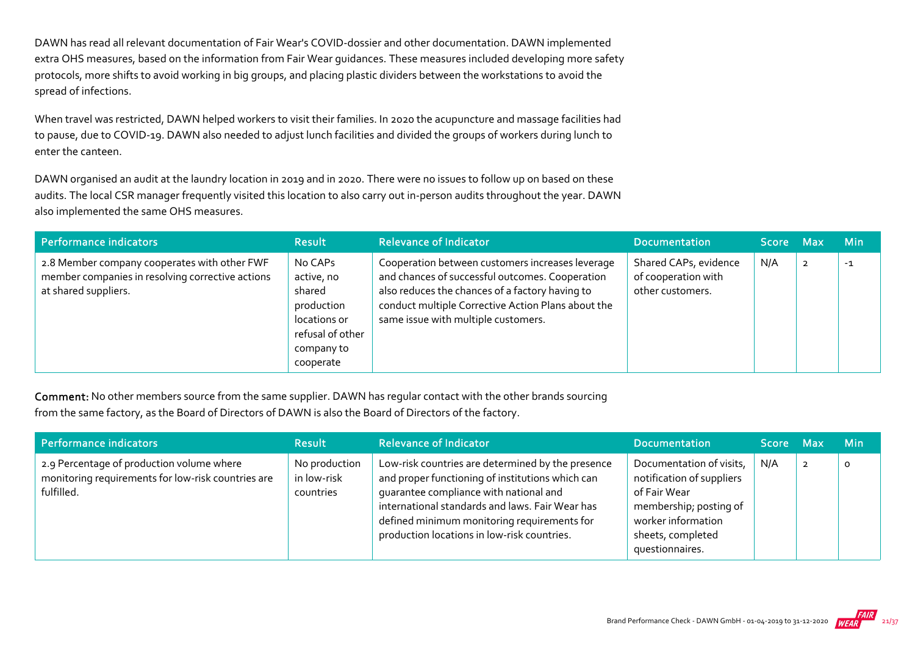DAWN has read all relevant documentation of Fair Wear's COVID-dossier and other documentation. DAWN implemented extra OHS measures, based on the information from Fair Wear guidances. These measures included developing more safety protocols, more shifts to avoid working in big groups, and placing plastic dividers between the workstations to avoid the spread of infections.

When travel was restricted, DAWN helped workers to visit their families. In 2020 the acupuncture and massage facilities had to pause, due to COVID-19. DAWN also needed to adjust lunch facilities and divided the groups of workers during lunch to enter the canteen.

DAWN organised an audit at the laundry location in 2019 and in 2020. There were no issues to follow up on based on these audits. The local CSR manager frequently visited this location to also carry out in-person audits throughout the year. DAWN also implemented the same OHS measures.

| Performance indicators | Result | Relevance of Indicator | Documentation | Score | Max | Min |
|---|---|---|---|---|---|---|
| 2.8 Member company cooperates with other FWF member companies in resolving corrective actions at shared suppliers. | No CAPs active, no shared production locations or refusal of other company to cooperate | Cooperation between customers increases leverage and chances of successful outcomes. Cooperation also reduces the chances of a factory having to conduct multiple Corrective Action Plans about the same issue with multiple customers. | Shared CAPs, evidence of cooperation with other customers. | N/A | 2 | -1 |

**Comment:** No other members source from the same supplier. DAWN has regular contact with the other brands sourcing from the same factory, as the Board of Directors of DAWN is also the Board of Directors of the factory.

| Performance indicators | Result | Relevance of Indicator | Documentation | Score | Max | Min |
|---|---|---|---|---|---|---|
| 2.9 Percentage of production volume where monitoring requirements for low-risk countries are fulfilled. | No production in low-risk countries | Low-risk countries are determined by the presence and proper functioning of institutions which can guarantee compliance with national and international standards and laws. Fair Wear has defined minimum monitoring requirements for production locations in low-risk countries. | Documentation of visits, notification of suppliers of Fair Wear membership; posting of worker information sheets, completed questionnaires. | N/A | 2 | 0 |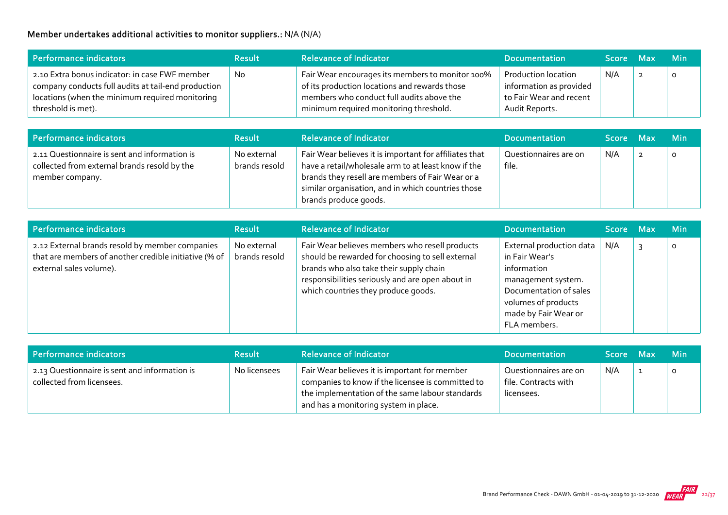**Member undertakes additional activities to monitor suppliers.:** N/A (N/A)

| Performance indicators | Result | Relevance of Indicator | Documentation | Score | Max | Min |
|---|---|---|---|---|---|---|
| 2.10 Extra bonus indicator: in case FWF member company conducts full audits at tail-end production locations (when the minimum required monitoring threshold is met). | No | Fair Wear encourages its members to monitor 100% of its production locations and rewards those members who conduct full audits above the minimum required monitoring threshold. | Production location information as provided to Fair Wear and recent Audit Reports. | N/A | 2 | 0 |

| Performance indicators | Result | Relevance of Indicator | Documentation | Score | Max | Min |
|---|---|---|---|---|---|---|
| 2.11 Questionnaire is sent and information is collected from external brands resold by the member company. | No external brands resold | Fair Wear believes it is important for affiliates that have a retail/wholesale arm to at least know if the brands they resell are members of Fair Wear or a similar organisation, and in which countries those brands produce goods. | Questionnaires are on file. | N/A | 2 | 0 |

| Performance indicators | Result | Relevance of Indicator | Documentation | Score | Max | Min |
|---|---|---|---|---|---|---|
| 2.12 External brands resold by member companies that are members of another credible initiative (% of external sales volume). | No external brands resold | Fair Wear believes members who resell products should be rewarded for choosing to sell external brands who also take their supply chain responsibilities seriously and are open about in which countries they produce goods. | External production data in Fair Wear's information management system. Documentation of sales volumes of products made by Fair Wear or FLA members. | N/A | 3 | 0 |

| Performance indicators | Result | Relevance of Indicator | Documentation | Score | Max | Min |
|---|---|---|---|---|---|---|
| 2.13 Questionnaire is sent and information is collected from licensees. | No licensees | Fair Wear believes it is important for member companies to know if the licensee is committed to the implementation of the same labour standards and has a monitoring system in place. | Questionnaires are on file. Contracts with licensees. | N/A | 1 | 0 |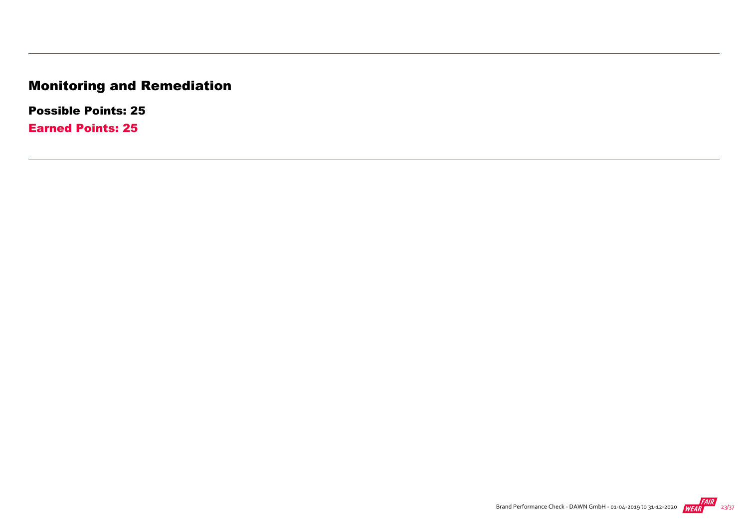# Monitoring and Remediation

**Possible Points: 25**

**Earned Points: 25**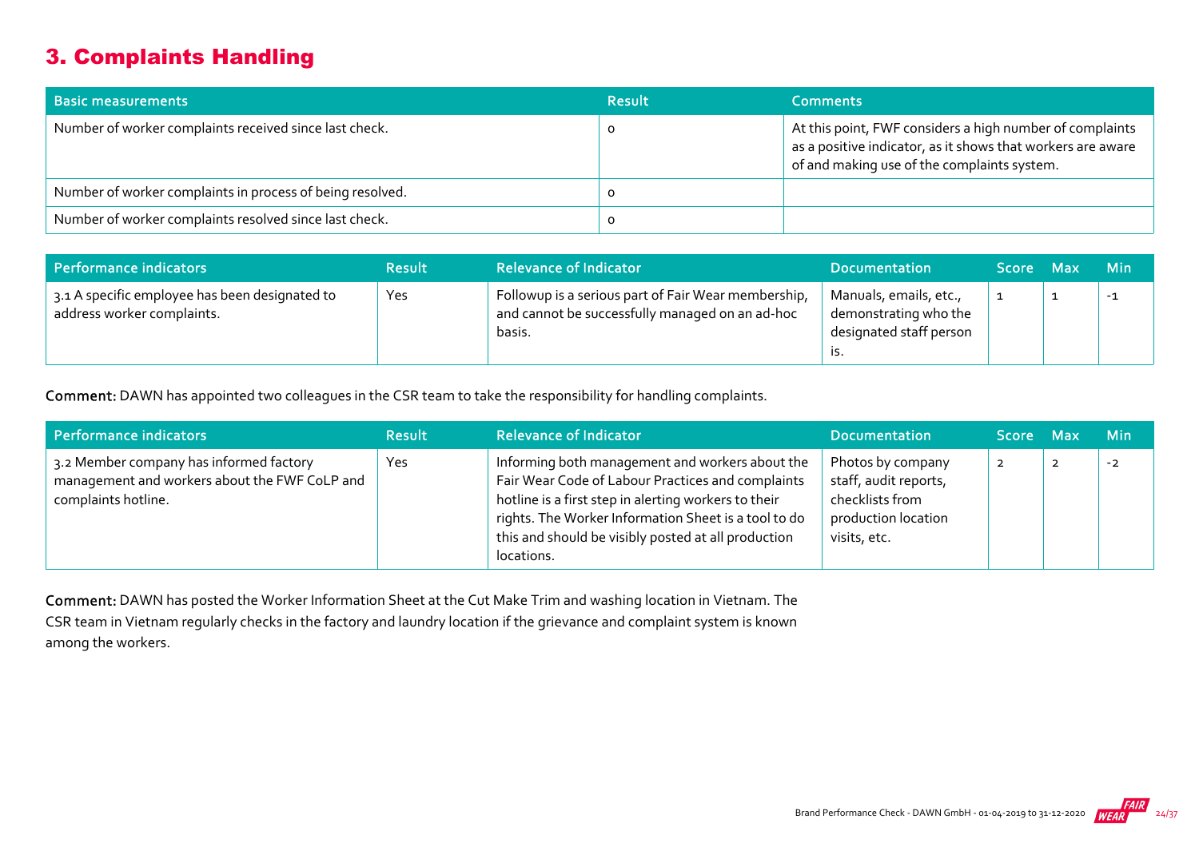## 3. Complaints Handling

| Basic measurements | Result | Comments |
|---|---|---|
| Number of worker complaints received since last check. | 0 | At this point, FWF considers a high number of complaints as a positive indicator, as it shows that workers are aware of and making use of the complaints system. |
| Number of worker complaints in process of being resolved. | 0 | |
| Number of worker complaints resolved since last check. | 0 | |

| Performance indicators | Result | Relevance of Indicator | Documentation | Score | Max | Min |
|---|---|---|---|---|---|---|
| 3.1 A specific employee has been designated to address worker complaints. | Yes | Followup is a serious part of Fair Wear membership, and cannot be successfully managed on an ad-hoc basis. | Manuals, emails, etc., demonstrating who the designated staff person is. | 1 | 1 | -1 |

**Comment:** DAWN has appointed two colleagues in the CSR team to take the responsibility for handling complaints.

| Performance indicators | Result | Relevance of Indicator | Documentation | Score | Max | Min |
|---|---|---|---|---|---|---|
| 3.2 Member company has informed factory management and workers about the FWF CoLP and complaints hotline. | Yes | Informing both management and workers about the Fair Wear Code of Labour Practices and complaints hotline is a first step in alerting workers to their rights. The Worker Information Sheet is a tool to do this and should be visibly posted at all production locations. | Photos by company staff, audit reports, checklists from production location visits, etc. | 2 | 2 | -2 |

**Comment:** DAWN has posted the Worker Information Sheet at the Cut Make Trim and washing location in Vietnam. The CSR team in Vietnam regularly checks in the factory and laundry location if the grievance and complaint system is known among the workers.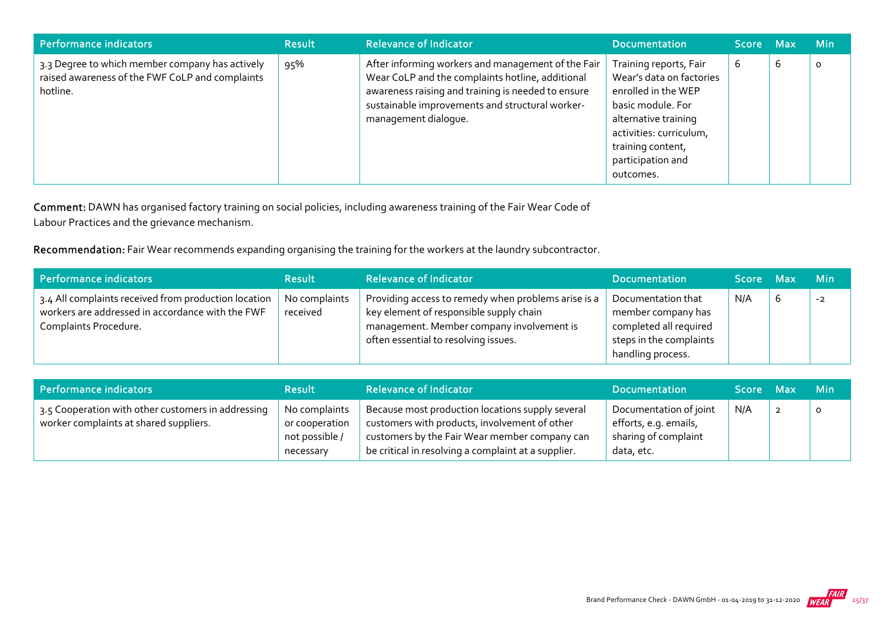| Performance indicators | Result | Relevance of Indicator | Documentation | Score | Max | Min |
| --- | --- | --- | --- | --- | --- | --- |
| 3.3 Degree to which member company has actively raised awareness of the FWF CoLP and complaints hotline. | 95% | After informing workers and management of the Fair Wear CoLP and the complaints hotline, additional awareness raising and training is needed to ensure sustainable improvements and structural worker-management dialogue. | Training reports, Fair Wear's data on factories enrolled in the WEP basic module. For alternative training activities: curriculum, training content, participation and outcomes. | 6 | 6 | 0 |

**Comment:** DAWN has organised factory training on social policies, including awareness training of the Fair Wear Code of Labour Practices and the grievance mechanism.

**Recommendation:** Fair Wear recommends expanding organising the training for the workers at the laundry subcontractor.

| Performance indicators | Result | Relevance of Indicator | Documentation | Score | Max | Min |
| --- | --- | --- | --- | --- | --- | --- |
| 3.4 All complaints received from production location workers are addressed in accordance with the FWF Complaints Procedure. | No complaints received | Providing access to remedy when problems arise is a key element of responsible supply chain management. Member company involvement is often essential to resolving issues. | Documentation that member company has completed all required steps in the complaints handling process. | N/A | 6 | -2 |

| Performance indicators | Result | Relevance of Indicator | Documentation | Score | Max | Min |
| --- | --- | --- | --- | --- | --- | --- |
| 3.5 Cooperation with other customers in addressing worker complaints at shared suppliers. | No complaints or cooperation not possible / necessary | Because most production locations supply several customers with products, involvement of other customers by the Fair Wear member company can be critical in resolving a complaint at a supplier. | Documentation of joint efforts, e.g. emails, sharing of complaint data, etc. | N/A | 2 | 0 |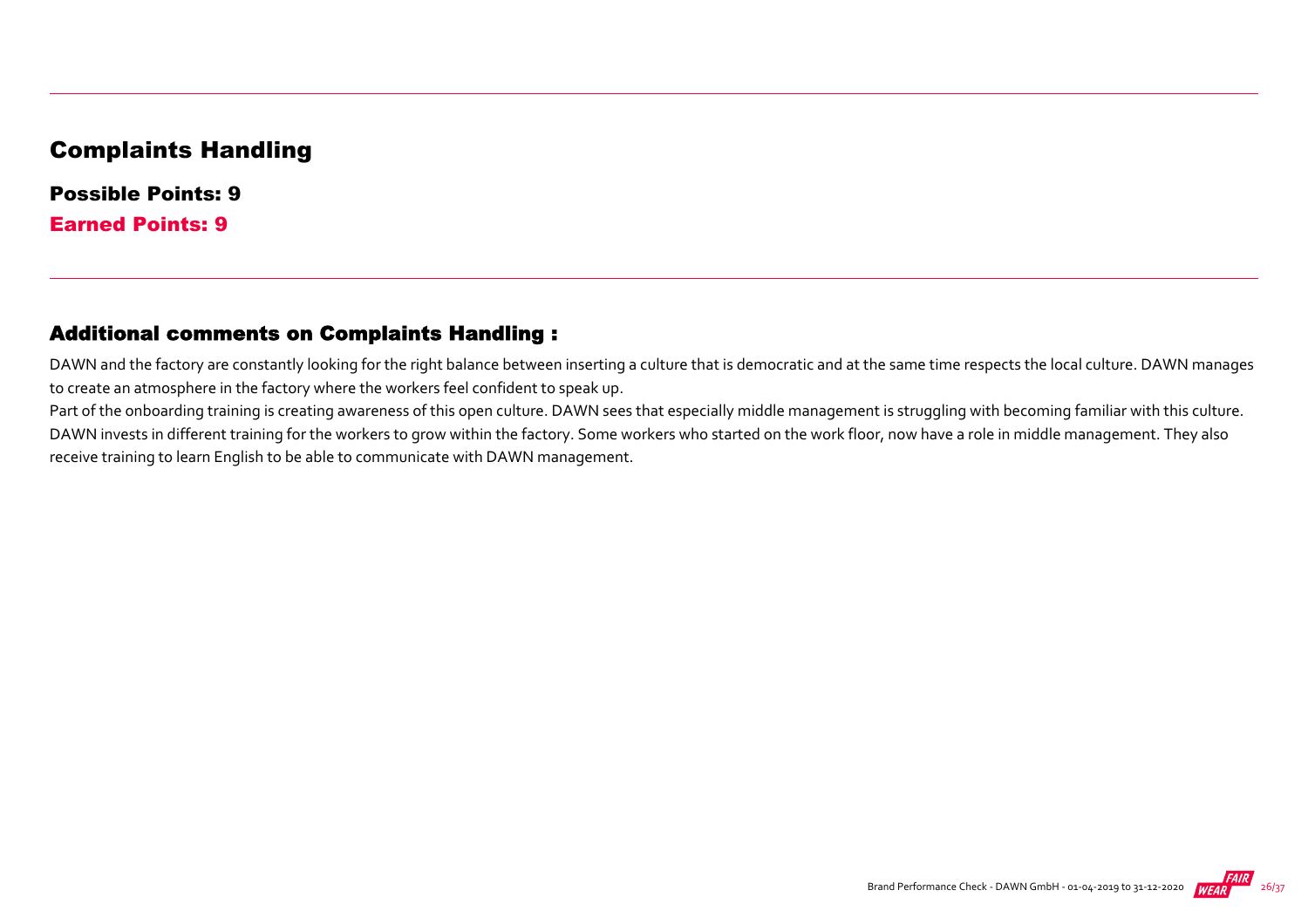## Complaints Handling

**Possible Points: 9**

**Earned Points: 9**

### Additional comments on Complaints Handling :

DAWN and the factory are constantly looking for the right balance between inserting a culture that is democratic and at the same time respects the local culture. DAWN manages to create an atmosphere in the factory where the workers feel confident to speak up.

Part of the onboarding training is creating awareness of this open culture. DAWN sees that especially middle management is struggling with becoming familiar with this culture. DAWN invests in different training for the workers to grow within the factory. Some workers who started on the work floor, now have a role in middle management. They also receive training to learn English to be able to communicate with DAWN management.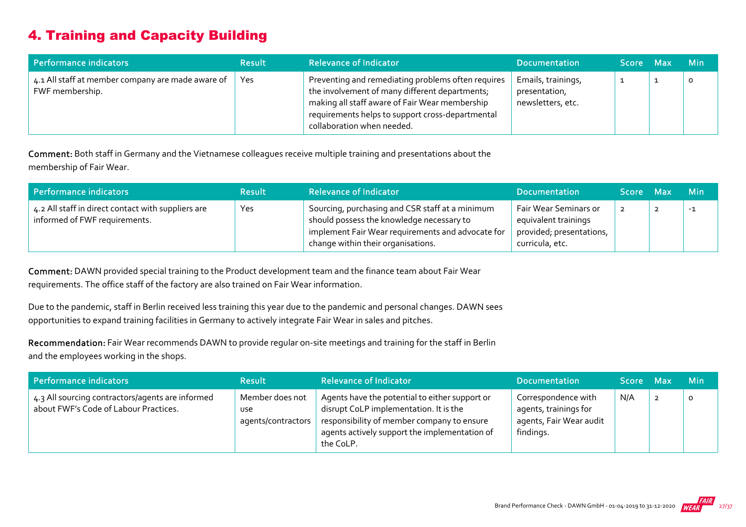# 4. Training and Capacity Building

| Performance indicators | Result | Relevance of Indicator | Documentation | Score | Max | Min |
|---|---|---|---|---|---|---|
| 4.1 All staff at member company are made aware of FWF membership. | Yes | Preventing and remediating problems often requires the involvement of many different departments; making all staff aware of Fair Wear membership requirements helps to support cross-departmental collaboration when needed. | Emails, trainings, presentation, newsletters, etc. | 1 | 1 | 0 |

**Comment:** Both staff in Germany and the Vietnamese colleagues receive multiple training and presentations about the membership of Fair Wear.

| Performance indicators | Result | Relevance of Indicator | Documentation | Score | Max | Min |
|---|---|---|---|---|---|---|
| 4.2 All staff in direct contact with suppliers are informed of FWF requirements. | Yes | Sourcing, purchasing and CSR staff at a minimum should possess the knowledge necessary to implement Fair Wear requirements and advocate for change within their organisations. | Fair Wear Seminars or equivalent trainings provided; presentations, curricula, etc. | 2 | 2 | -1 |

**Comment:** DAWN provided special training to the Product development team and the finance team about Fair Wear requirements. The office staff of the factory are also trained on Fair Wear information.

Due to the pandemic, staff in Berlin received less training this year due to the pandemic and personal changes. DAWN sees opportunities to expand training facilities in Germany to actively integrate Fair Wear in sales and pitches.

**Recommendation:** Fair Wear recommends DAWN to provide regular on-site meetings and training for the staff in Berlin and the employees working in the shops.

| Performance indicators | Result | Relevance of Indicator | Documentation | Score | Max | Min |
|---|---|---|---|---|---|---|
| 4.3 All sourcing contractors/agents are informed about FWF's Code of Labour Practices. | Member does not use agents/contractors | Agents have the potential to either support or disrupt CoLP implementation. It is the responsibility of member company to ensure agents actively support the implementation of the CoLP. | Correspondence with agents, trainings for agents, Fair Wear audit findings. | N/A | 2 | 0 |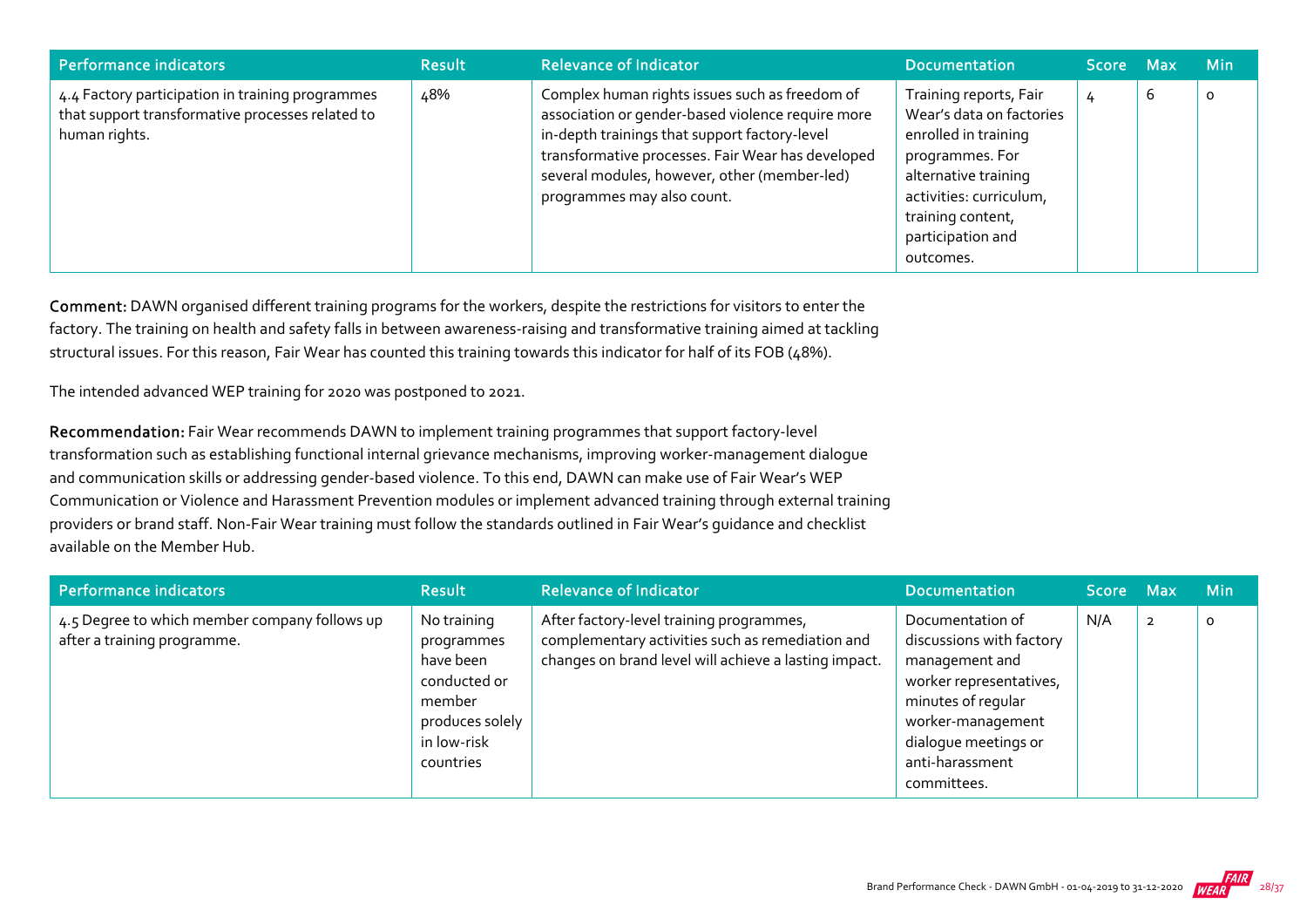| Performance indicators | Result | Relevance of Indicator | Documentation | Score | Max | Min |
|---|---|---|---|---|---|---|
| 4.4 Factory participation in training programmes that support transformative processes related to human rights. | 48% | Complex human rights issues such as freedom of association or gender-based violence require more in-depth trainings that support factory-level transformative processes. Fair Wear has developed several modules, however, other (member-led) programmes may also count. | Training reports, Fair Wear's data on factories enrolled in training programmes. For alternative training activities: curriculum, training content, participation and outcomes. | 4 | 6 | 0 |

**Comment:** DAWN organised different training programs for the workers, despite the restrictions for visitors to enter the factory. The training on health and safety falls in between awareness-raising and transformative training aimed at tackling structural issues. For this reason, Fair Wear has counted this training towards this indicator for half of its FOB (48%).

The intended advanced WEP training for 2020 was postponed to 2021.

**Recommendation:** Fair Wear recommends DAWN to implement training programmes that support factory-level transformation such as establishing functional internal grievance mechanisms, improving worker-management dialogue and communication skills or addressing gender-based violence. To this end, DAWN can make use of Fair Wear's WEP Communication or Violence and Harassment Prevention modules or implement advanced training through external training providers or brand staff. Non-Fair Wear training must follow the standards outlined in Fair Wear's guidance and checklist available on the Member Hub.

| Performance indicators | Result | Relevance of Indicator | Documentation | Score | Max | Min |
|---|---|---|---|---|---|---|
| 4.5 Degree to which member company follows up after a training programme. | No training programmes have been conducted or member produces solely in low-risk countries | After factory-level training programmes, complementary activities such as remediation and changes on brand level will achieve a lasting impact. | Documentation of discussions with factory management and worker representatives, minutes of regular worker-management dialogue meetings or anti-harassment committees. | N/A | 2 | 0 |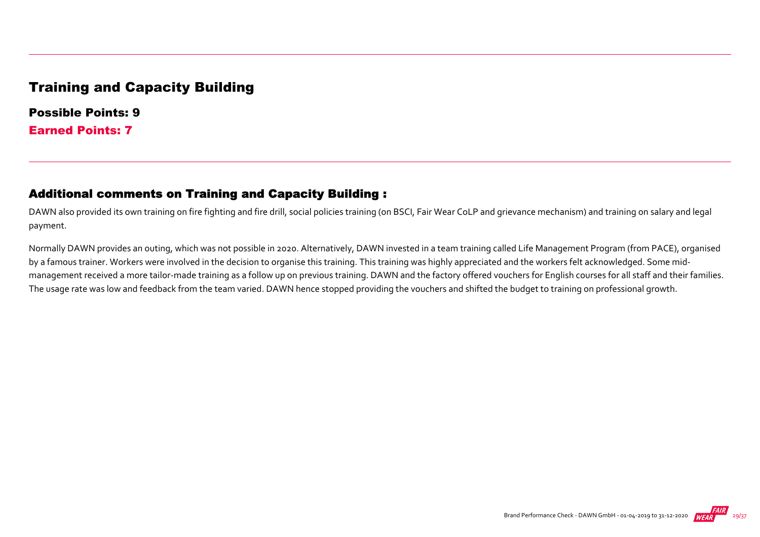## Training and Capacity Building

**Possible Points: 9**

**Earned Points: 7**

### Additional comments on Training and Capacity Building :

DAWN also provided its own training on fire fighting and fire drill, social policies training (on BSCI, Fair Wear CoLP and grievance mechanism) and training on salary and legal payment.

Normally DAWN provides an outing, which was not possible in 2020. Alternatively, DAWN invested in a team training called Life Management Program (from PACE), organised by a famous trainer. Workers were involved in the decision to organise this training. This training was highly appreciated and the workers felt acknowledged. Some mid-management received a more tailor-made training as a follow up on previous training. DAWN and the factory offered vouchers for English courses for all staff and their families. The usage rate was low and feedback from the team varied. DAWN hence stopped providing the vouchers and shifted the budget to training on professional growth.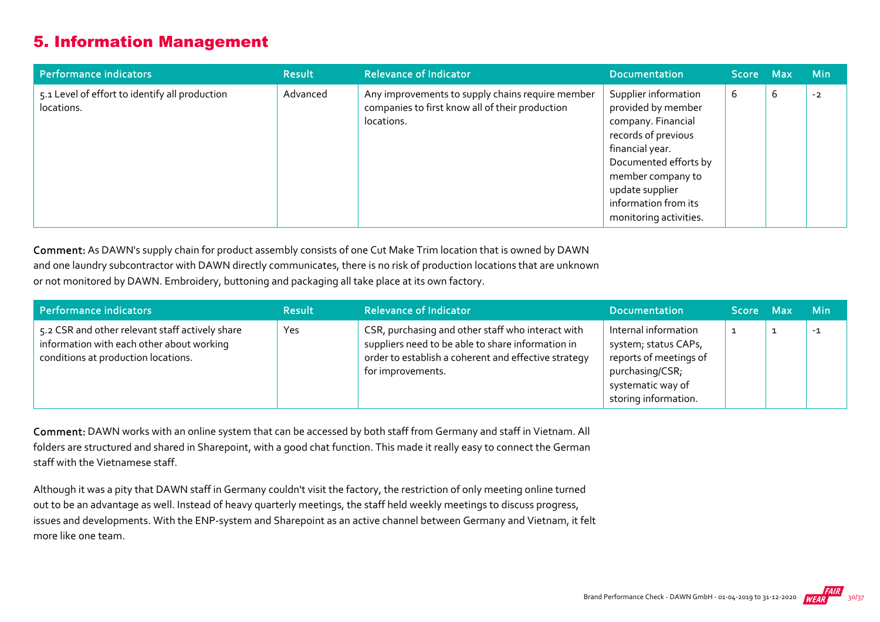## 5. Information Management

| Performance indicators | Result | Relevance of Indicator | Documentation | Score | Max | Min |
|---|---|---|---|---|---|---|
| 5.1 Level of effort to identify all production locations. | Advanced | Any improvements to supply chains require member companies to first know all of their production locations. | Supplier information provided by member company. Financial records of previous financial year. Documented efforts by member company to update supplier information from its monitoring activities. | 6 | 6 | -2 |

**Comment:** As DAWN's supply chain for product assembly consists of one Cut Make Trim location that is owned by DAWN and one laundry subcontractor with DAWN directly communicates, there is no risk of production locations that are unknown or not monitored by DAWN. Embroidery, buttoning and packaging all take place at its own factory.

| Performance indicators | Result | Relevance of Indicator | Documentation | Score | Max | Min |
|---|---|---|---|---|---|---|
| 5.2 CSR and other relevant staff actively share information with each other about working conditions at production locations. | Yes | CSR, purchasing and other staff who interact with suppliers need to be able to share information in order to establish a coherent and effective strategy for improvements. | Internal information system; status CAPs, reports of meetings of purchasing/CSR; systematic way of storing information. | 1 | 1 | -1 |

**Comment:** DAWN works with an online system that can be accessed by both staff from Germany and staff in Vietnam. All folders are structured and shared in Sharepoint, with a good chat function. This made it really easy to connect the German staff with the Vietnamese staff.

Although it was a pity that DAWN staff in Germany couldn't visit the factory, the restriction of only meeting online turned out to be an advantage as well. Instead of heavy quarterly meetings, the staff held weekly meetings to discuss progress, issues and developments. With the ENP-system and Sharepoint as an active channel between Germany and Vietnam, it felt more like one team.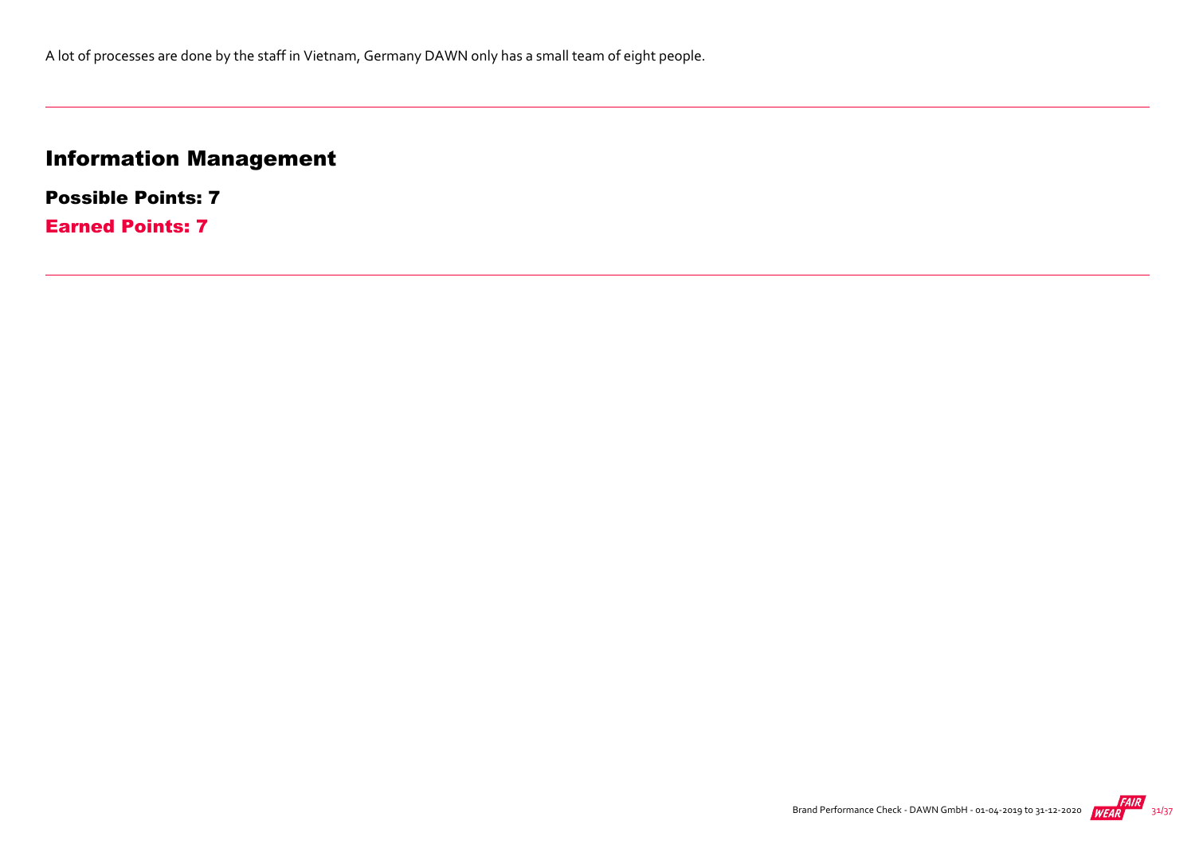A lot of processes are done by the staff in Vietnam, Germany DAWN only has a small team of eight people.

---

## Information Management

### Possible Points: 7

### Earned Points: 7

---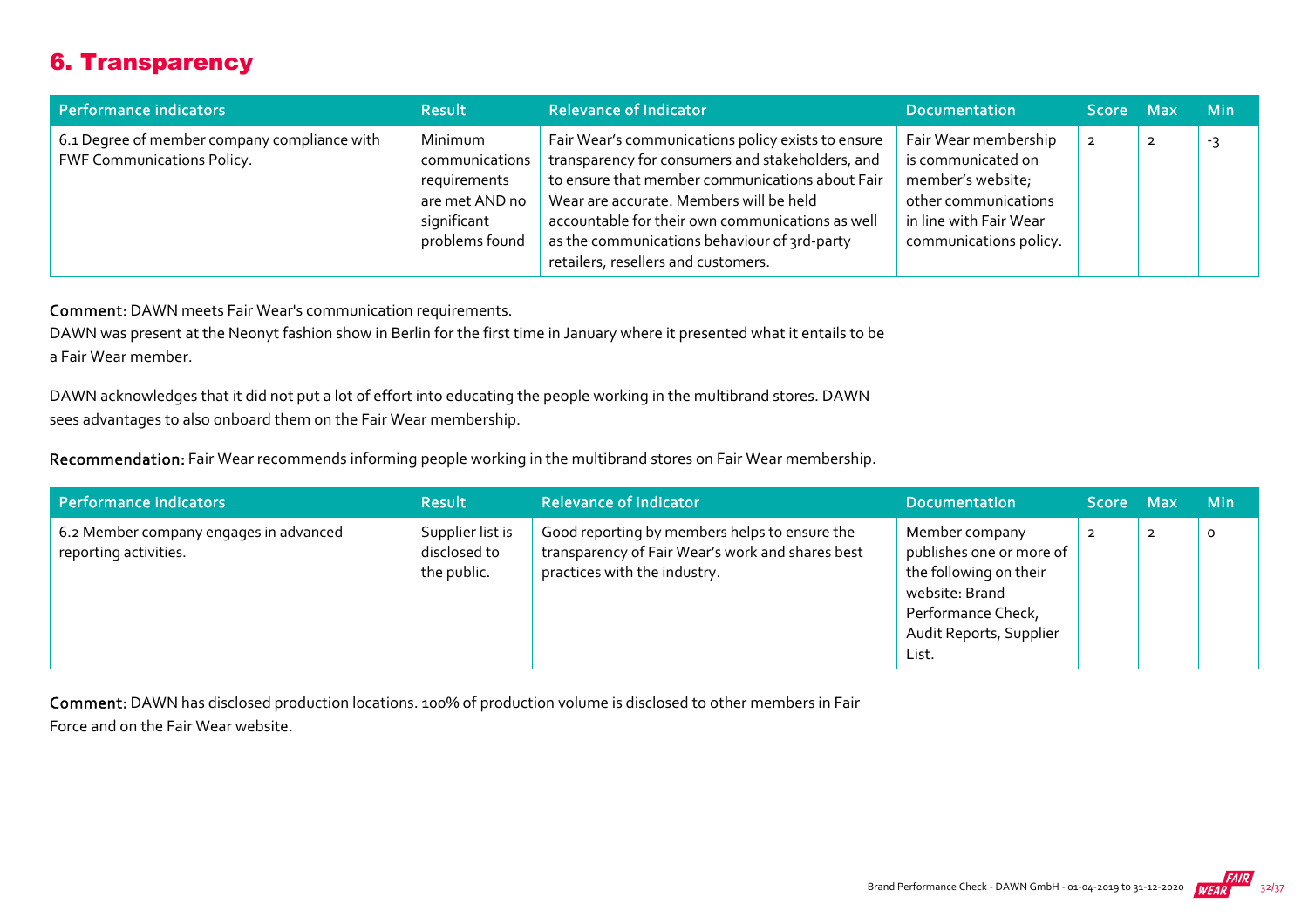## 6. Transparency

| Performance indicators | Result | Relevance of Indicator | Documentation | Score | Max | Min |
|---|---|---|---|---|---|---|
| 6.1 Degree of member company compliance with FWF Communications Policy. | Minimum communications requirements are met AND no significant problems found | Fair Wear's communications policy exists to ensure transparency for consumers and stakeholders, and to ensure that member communications about Fair Wear are accurate. Members will be held accountable for their own communications as well as the communications behaviour of 3rd-party retailers, resellers and customers. | Fair Wear membership is communicated on member's website; other communications in line with Fair Wear communications policy. | 2 | 2 | -3 |

**Comment:** DAWN meets Fair Wear's communication requirements.
DAWN was present at the Neonyt fashion show in Berlin for the first time in January where it presented what it entails to be a Fair Wear member.

DAWN acknowledges that it did not put a lot of effort into educating the people working in the multibrand stores. DAWN sees advantages to also onboard them on the Fair Wear membership.

**Recommendation:** Fair Wear recommends informing people working in the multibrand stores on Fair Wear membership.

| Performance indicators | Result | Relevance of Indicator | Documentation | Score | Max | Min |
|---|---|---|---|---|---|---|
| 6.2 Member company engages in advanced reporting activities. | Supplier list is disclosed to the public. | Good reporting by members helps to ensure the transparency of Fair Wear's work and shares best practices with the industry. | Member company publishes one or more of the following on their website: Brand Performance Check, Audit Reports, Supplier List. | 2 | 2 | 0 |

**Comment:** DAWN has disclosed production locations. 100% of production volume is disclosed to other members in Fair Force and on the Fair Wear website.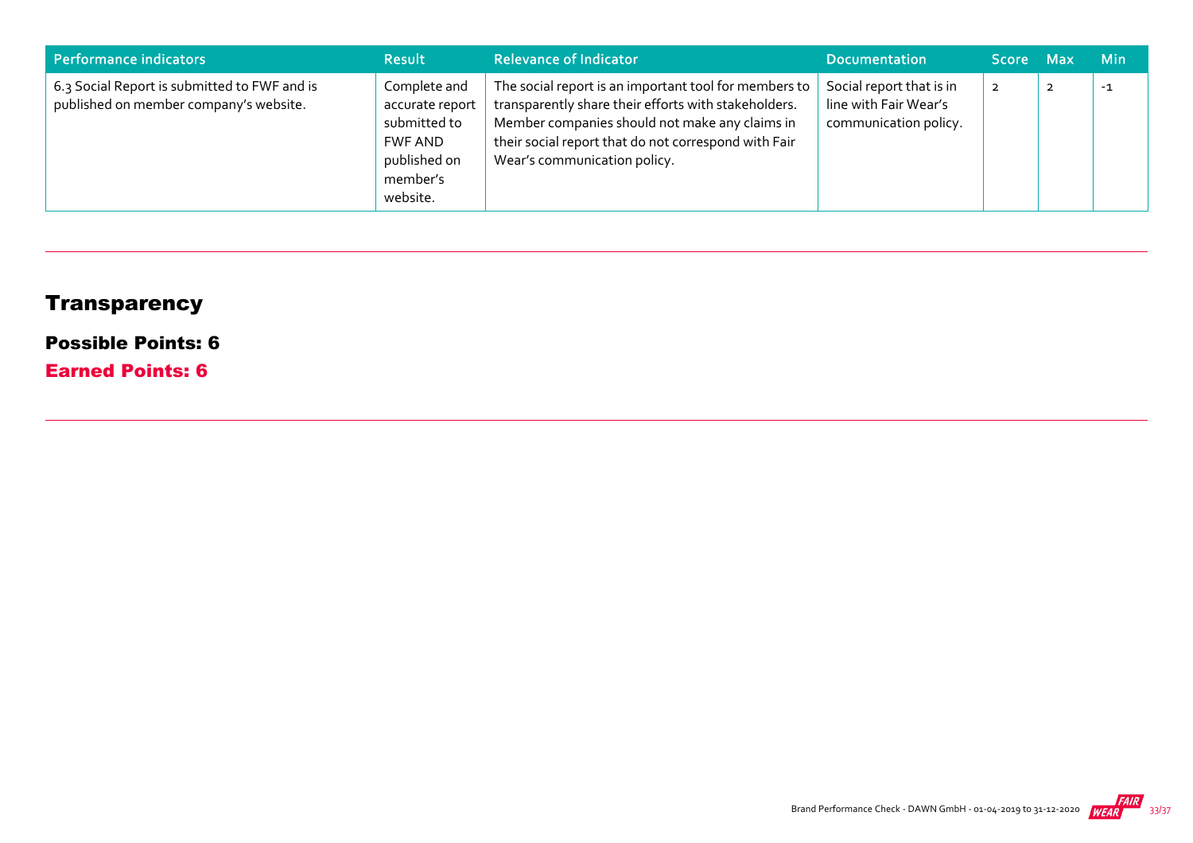| Performance indicators | Result | Relevance of Indicator | Documentation | Score | Max | Min |
|---|---|---|---|---|---|---|
| 6.3 Social Report is submitted to FWF and is published on member company's website. | Complete and accurate report submitted to FWF AND published on member's website. | The social report is an important tool for members to transparently share their efforts with stakeholders. Member companies should not make any claims in their social report that do not correspond with Fair Wear's communication policy. | Social report that is in line with Fair Wear's communication policy. | 2 | 2 | -1 |

## Transparency

**Possible Points: 6**

**Earned Points: 6**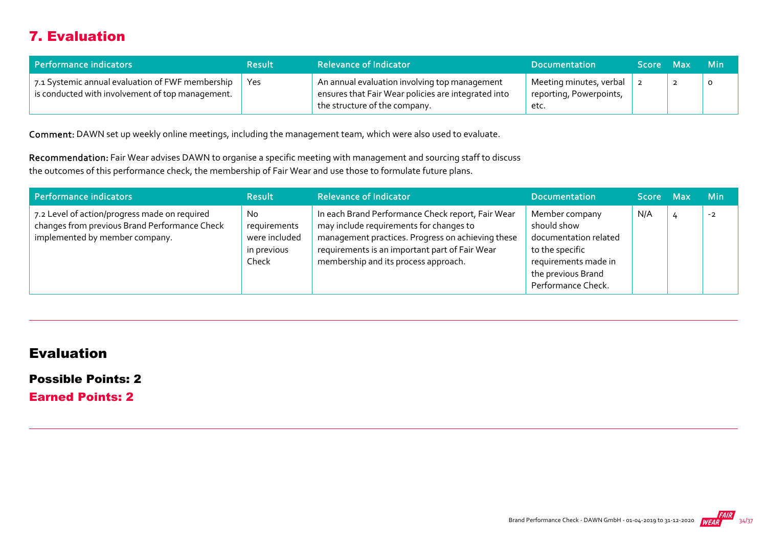## 7. Evaluation

| Performance indicators | Result | Relevance of Indicator | Documentation | Score | Max | Min |
|---|---|---|---|---|---|---|
| 7.1 Systemic annual evaluation of FWF membership is conducted with involvement of top management. | Yes | An annual evaluation involving top management ensures that Fair Wear policies are integrated into the structure of the company. | Meeting minutes, verbal reporting, Powerpoints, etc. | 2 | 2 | 0 |

**Comment:** DAWN set up weekly online meetings, including the management team, which were also used to evaluate.

**Recommendation:** Fair Wear advises DAWN to organise a specific meeting with management and sourcing staff to discuss the outcomes of this performance check, the membership of Fair Wear and use those to formulate future plans.

| Performance indicators | Result | Relevance of Indicator | Documentation | Score | Max | Min |
|---|---|---|---|---|---|---|
| 7.2 Level of action/progress made on required changes from previous Brand Performance Check implemented by member company. | No requirements were included in previous Check | In each Brand Performance Check report, Fair Wear may include requirements for changes to management practices. Progress on achieving these requirements is an important part of Fair Wear membership and its process approach. | Member company should show documentation related to the specific requirements made in the previous Brand Performance Check. | N/A | 4 | -2 |

## Evaluation

### Possible Points: 2

### Earned Points: 2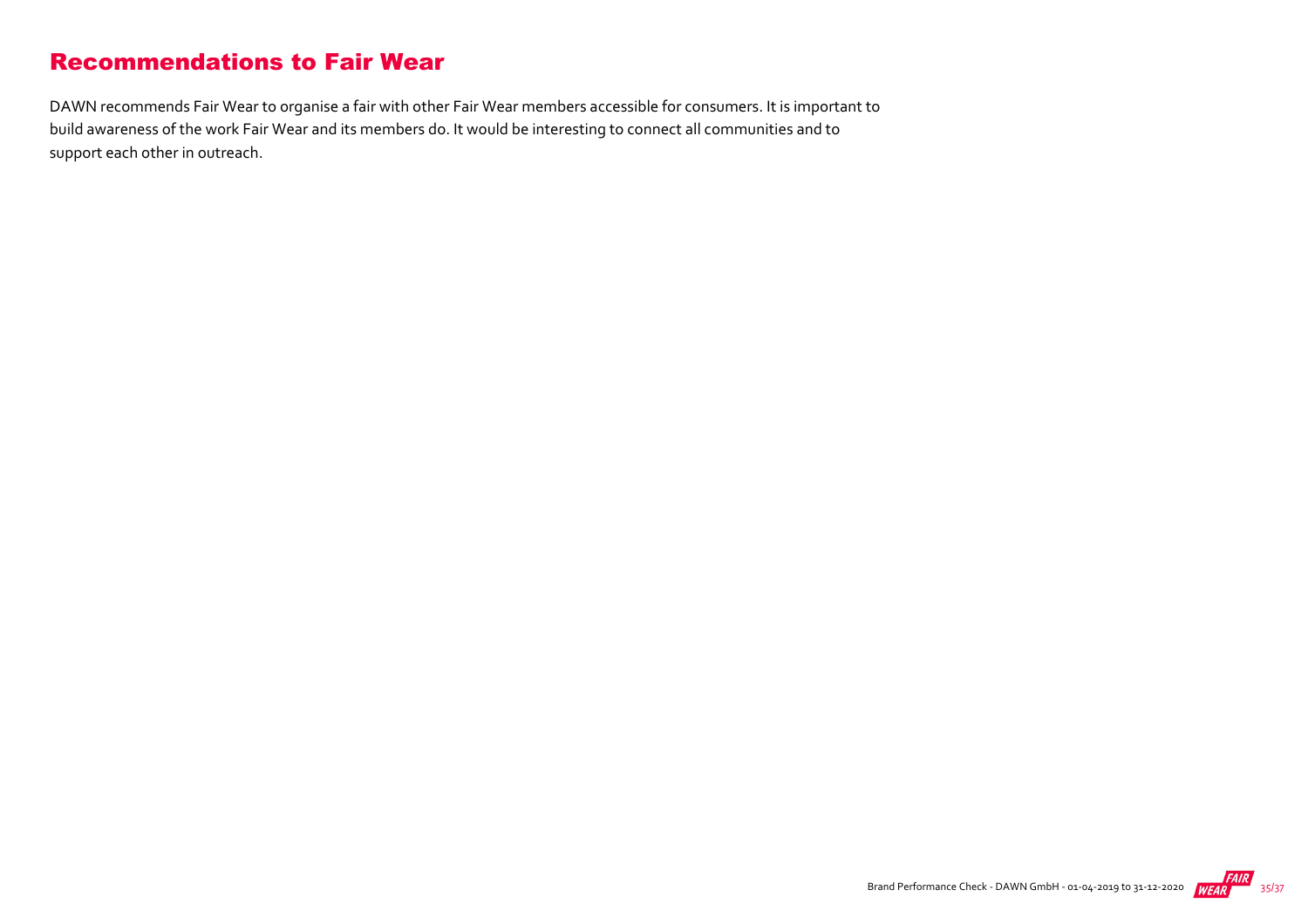# Recommendations to Fair Wear

DAWN recommends Fair Wear to organise a fair with other Fair Wear members accessible for consumers. It is important to build awareness of the work Fair Wear and its members do. It would be interesting to connect all communities and to support each other in outreach.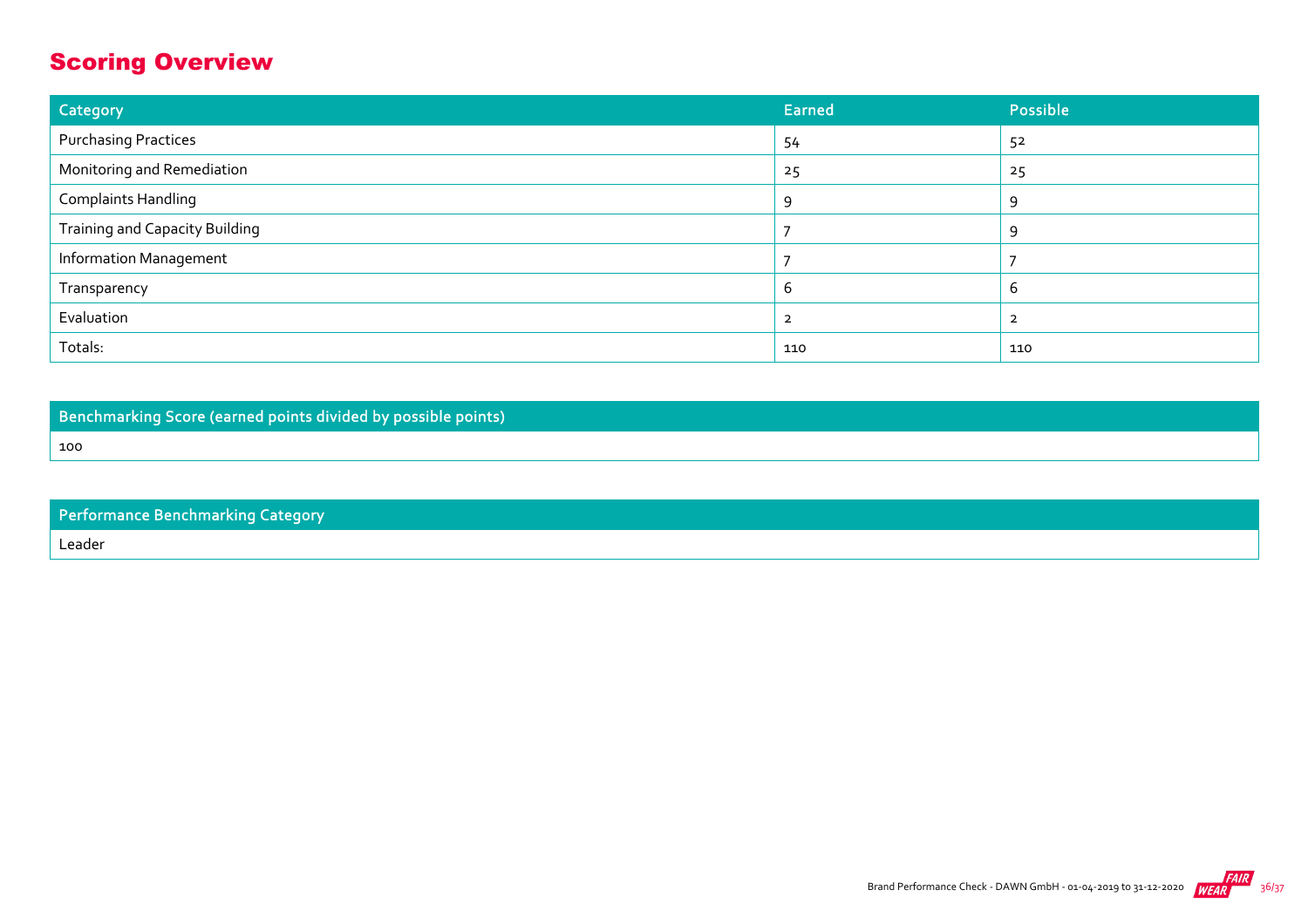## Scoring Overview

| Category | Earned | Possible |
| --- | --- | --- |
| Purchasing Practices | 54 | 52 |
| Monitoring and Remediation | 25 | 25 |
| Complaints Handling | 9 | 9 |
| Training and Capacity Building | 7 | 9 |
| Information Management | 7 | 7 |
| Transparency | 6 | 6 |
| Evaluation | 2 | 2 |
| Totals: | 110 | 110 |

| Benchmarking Score (earned points divided by possible points) |
| --- |
| 100 |

| Performance Benchmarking Category |
| --- |
| Leader |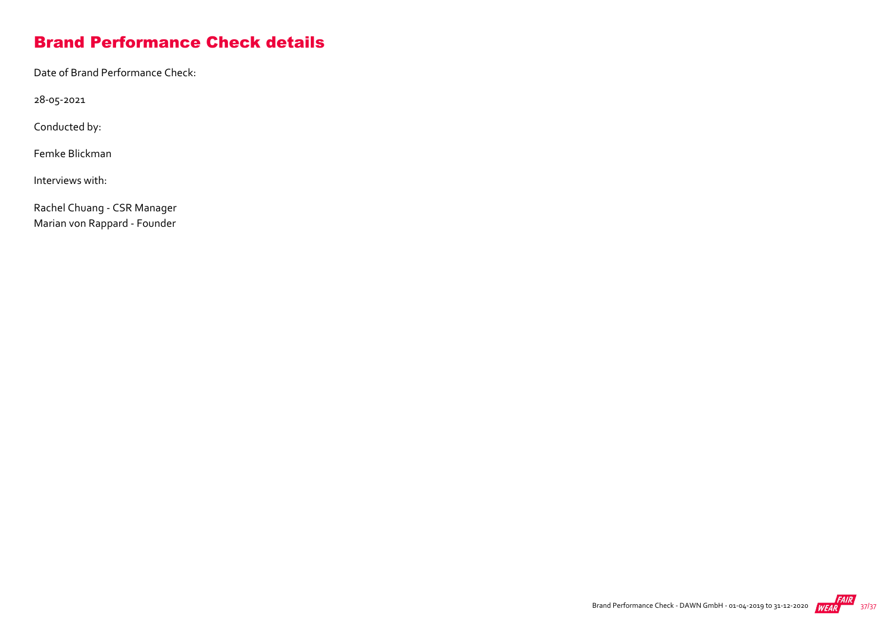# Brand Performance Check details

Date of Brand Performance Check:

28-05-2021

Conducted by:

Femke Blickman

Interviews with:

Rachel Chuang - CSR Manager
Marian von Rappard - Founder